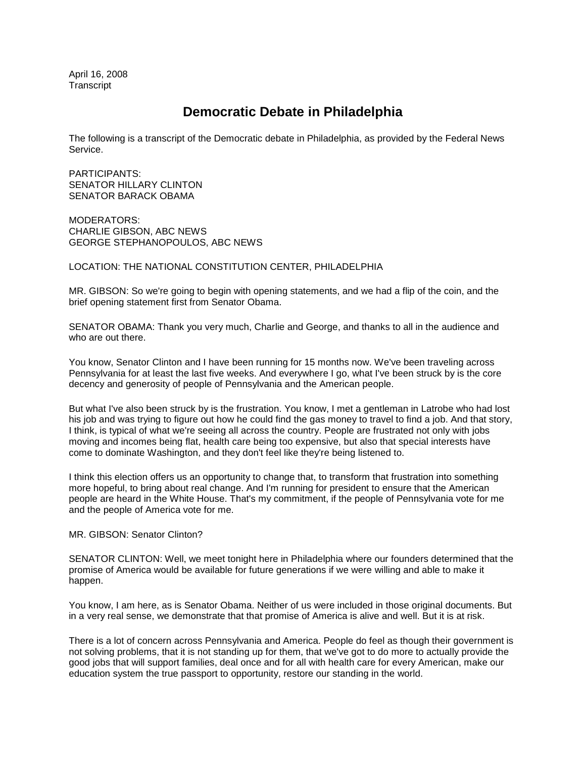April 16, 2008
Transcript

# Democratic Debate in Philadelphia

The following is a transcript of the Democratic debate in Philadelphia, as provided by the Federal News Service.

PARTICIPANTS:
SENATOR HILLARY CLINTON
SENATOR BARACK OBAMA

MODERATORS:
CHARLIE GIBSON, ABC NEWS
GEORGE STEPHANOPOULOS, ABC NEWS

LOCATION: THE NATIONAL CONSTITUTION CENTER, PHILADELPHIA

MR. GIBSON: So we're going to begin with opening statements, and we had a flip of the coin, and the brief opening statement first from Senator Obama.

SENATOR OBAMA: Thank you very much, Charlie and George, and thanks to all in the audience and who are out there.

You know, Senator Clinton and I have been running for 15 months now. We've been traveling across Pennsylvania for at least the last five weeks. And everywhere I go, what I've been struck by is the core decency and generosity of people of Pennsylvania and the American people.

But what I've also been struck by is the frustration. You know, I met a gentleman in Latrobe who had lost his job and was trying to figure out how he could find the gas money to travel to find a job. And that story, I think, is typical of what we're seeing all across the country. People are frustrated not only with jobs moving and incomes being flat, health care being too expensive, but also that special interests have come to dominate Washington, and they don't feel like they're being listened to.

I think this election offers us an opportunity to change that, to transform that frustration into something more hopeful, to bring about real change. And I'm running for president to ensure that the American people are heard in the White House. That's my commitment, if the people of Pennsylvania vote for me and the people of America vote for me.

MR. GIBSON: Senator Clinton?

SENATOR CLINTON: Well, we meet tonight here in Philadelphia where our founders determined that the promise of America would be available for future generations if we were willing and able to make it happen.

You know, I am here, as is Senator Obama. Neither of us were included in those original documents. But in a very real sense, we demonstrate that that promise of America is alive and well. But it is at risk.

There is a lot of concern across Pennsylvania and America. People do feel as though their government is not solving problems, that it is not standing up for them, that we've got to do more to actually provide the good jobs that will support families, deal once and for all with health care for every American, make our education system the true passport to opportunity, restore our standing in the world.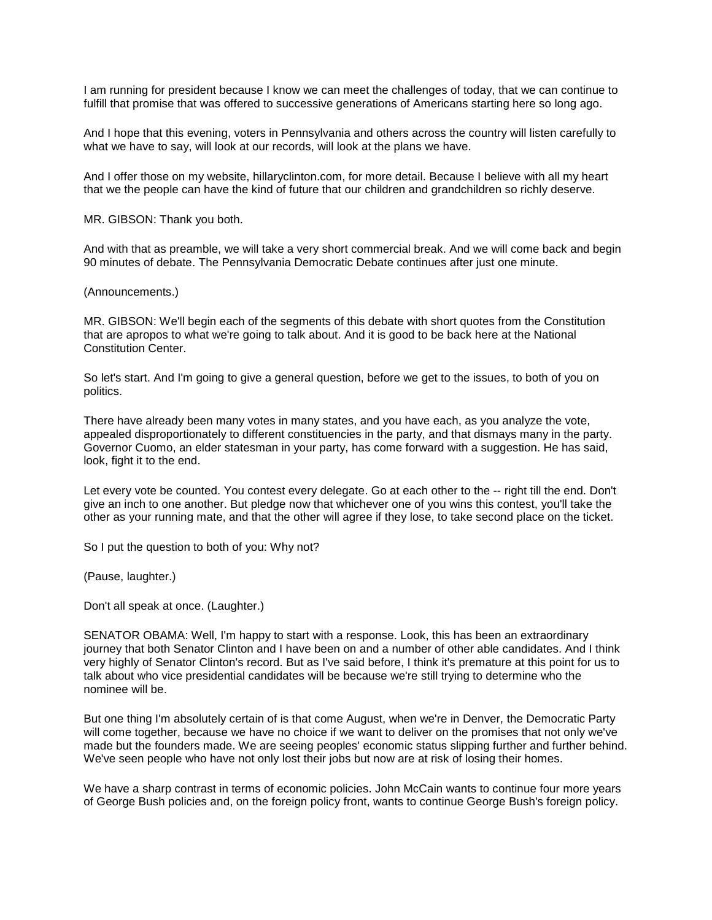I am running for president because I know we can meet the challenges of today, that we can continue to fulfill that promise that was offered to successive generations of Americans starting here so long ago.

And I hope that this evening, voters in Pennsylvania and others across the country will listen carefully to what we have to say, will look at our records, will look at the plans we have.

And I offer those on my website, hillaryclinton.com, for more detail. Because I believe with all my heart that we the people can have the kind of future that our children and grandchildren so richly deserve.

MR. GIBSON: Thank you both.

And with that as preamble, we will take a very short commercial break. And we will come back and begin 90 minutes of debate. The Pennsylvania Democratic Debate continues after just one minute.

(Announcements.)

MR. GIBSON: We'll begin each of the segments of this debate with short quotes from the Constitution that are apropos to what we're going to talk about. And it is good to be back here at the National Constitution Center.

So let's start. And I'm going to give a general question, before we get to the issues, to both of you on politics.

There have already been many votes in many states, and you have each, as you analyze the vote, appealed disproportionately to different constituencies in the party, and that dismays many in the party. Governor Cuomo, an elder statesman in your party, has come forward with a suggestion. He has said, look, fight it to the end.

Let every vote be counted. You contest every delegate. Go at each other to the -- right till the end. Don't give an inch to one another. But pledge now that whichever one of you wins this contest, you'll take the other as your running mate, and that the other will agree if they lose, to take second place on the ticket.

So I put the question to both of you: Why not?

(Pause, laughter.)

Don't all speak at once. (Laughter.)

SENATOR OBAMA: Well, I'm happy to start with a response. Look, this has been an extraordinary journey that both Senator Clinton and I have been on and a number of other able candidates. And I think very highly of Senator Clinton's record. But as I've said before, I think it's premature at this point for us to talk about who vice presidential candidates will be because we're still trying to determine who the nominee will be.

But one thing I'm absolutely certain of is that come August, when we're in Denver, the Democratic Party will come together, because we have no choice if we want to deliver on the promises that not only we've made but the founders made. We are seeing peoples' economic status slipping further and further behind. We've seen people who have not only lost their jobs but now are at risk of losing their homes.

We have a sharp contrast in terms of economic policies. John McCain wants to continue four more years of George Bush policies and, on the foreign policy front, wants to continue George Bush's foreign policy.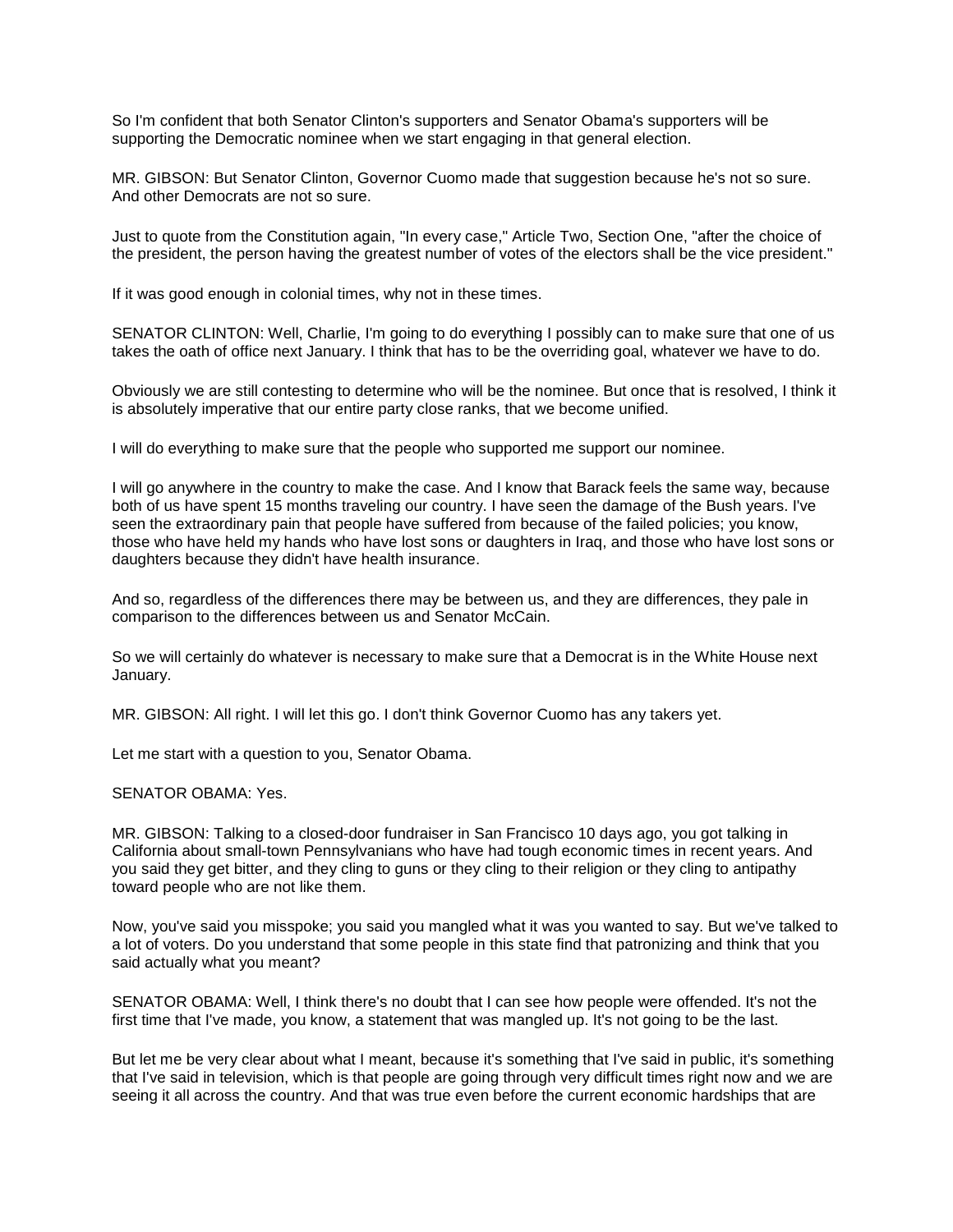So I'm confident that both Senator Clinton's supporters and Senator Obama's supporters will be supporting the Democratic nominee when we start engaging in that general election.

MR. GIBSON: But Senator Clinton, Governor Cuomo made that suggestion because he's not so sure. And other Democrats are not so sure.

Just to quote from the Constitution again, "In every case," Article Two, Section One, "after the choice of the president, the person having the greatest number of votes of the electors shall be the vice president."

If it was good enough in colonial times, why not in these times.

SENATOR CLINTON: Well, Charlie, I'm going to do everything I possibly can to make sure that one of us takes the oath of office next January. I think that has to be the overriding goal, whatever we have to do.

Obviously we are still contesting to determine who will be the nominee. But once that is resolved, I think it is absolutely imperative that our entire party close ranks, that we become unified.

I will do everything to make sure that the people who supported me support our nominee.

I will go anywhere in the country to make the case. And I know that Barack feels the same way, because both of us have spent 15 months traveling our country. I have seen the damage of the Bush years. I've seen the extraordinary pain that people have suffered from because of the failed policies; you know, those who have held my hands who have lost sons or daughters in Iraq, and those who have lost sons or daughters because they didn't have health insurance.

And so, regardless of the differences there may be between us, and they are differences, they pale in comparison to the differences between us and Senator McCain.

So we will certainly do whatever is necessary to make sure that a Democrat is in the White House next January.

MR. GIBSON: All right. I will let this go. I don't think Governor Cuomo has any takers yet.

Let me start with a question to you, Senator Obama.

SENATOR OBAMA: Yes.

MR. GIBSON: Talking to a closed-door fundraiser in San Francisco 10 days ago, you got talking in California about small-town Pennsylvanians who have had tough economic times in recent years. And you said they get bitter, and they cling to guns or they cling to their religion or they cling to antipathy toward people who are not like them.

Now, you've said you misspoke; you said you mangled what it was you wanted to say. But we've talked to a lot of voters. Do you understand that some people in this state find that patronizing and think that you said actually what you meant?

SENATOR OBAMA: Well, I think there's no doubt that I can see how people were offended. It's not the first time that I've made, you know, a statement that was mangled up. It's not going to be the last.

But let me be very clear about what I meant, because it's something that I've said in public, it's something that I've said in television, which is that people are going through very difficult times right now and we are seeing it all across the country. And that was true even before the current economic hardships that are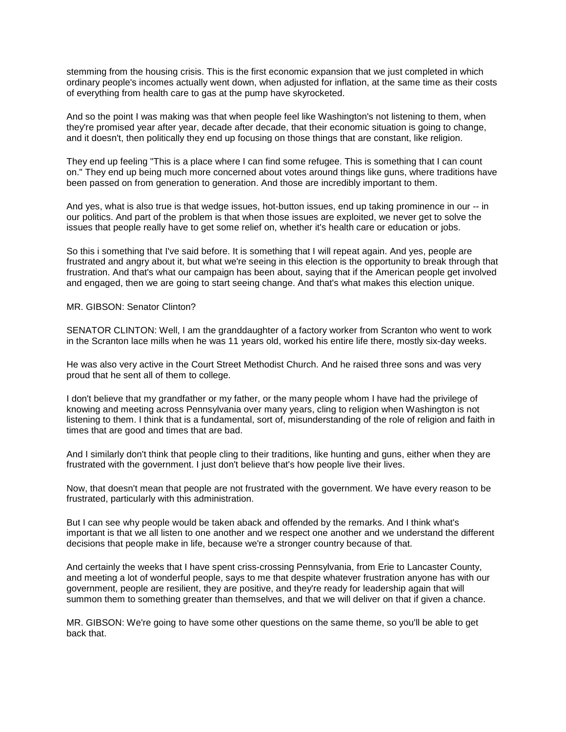stemming from the housing crisis. This is the first economic expansion that we just completed in which ordinary people's incomes actually went down, when adjusted for inflation, at the same time as their costs of everything from health care to gas at the pump have skyrocketed.

And so the point I was making was that when people feel like Washington's not listening to them, when they're promised year after year, decade after decade, that their economic situation is going to change, and it doesn't, then politically they end up focusing on those things that are constant, like religion.

They end up feeling "This is a place where I can find some refugee. This is something that I can count on." They end up being much more concerned about votes around things like guns, where traditions have been passed on from generation to generation. And those are incredibly important to them.

And yes, what is also true is that wedge issues, hot-button issues, end up taking prominence in our -- in our politics. And part of the problem is that when those issues are exploited, we never get to solve the issues that people really have to get some relief on, whether it's health care or education or jobs.

So this i something that I've said before. It is something that I will repeat again. And yes, people are frustrated and angry about it, but what we're seeing in this election is the opportunity to break through that frustration. And that's what our campaign has been about, saying that if the American people get involved and engaged, then we are going to start seeing change. And that's what makes this election unique.

MR. GIBSON: Senator Clinton?

SENATOR CLINTON: Well, I am the granddaughter of a factory worker from Scranton who went to work in the Scranton lace mills when he was 11 years old, worked his entire life there, mostly six-day weeks.

He was also very active in the Court Street Methodist Church. And he raised three sons and was very proud that he sent all of them to college.

I don't believe that my grandfather or my father, or the many people whom I have had the privilege of knowing and meeting across Pennsylvania over many years, cling to religion when Washington is not listening to them. I think that is a fundamental, sort of, misunderstanding of the role of religion and faith in times that are good and times that are bad.

And I similarly don't think that people cling to their traditions, like hunting and guns, either when they are frustrated with the government. I just don't believe that's how people live their lives.

Now, that doesn't mean that people are not frustrated with the government. We have every reason to be frustrated, particularly with this administration.

But I can see why people would be taken aback and offended by the remarks. And I think what's important is that we all listen to one another and we respect one another and we understand the different decisions that people make in life, because we're a stronger country because of that.

And certainly the weeks that I have spent criss-crossing Pennsylvania, from Erie to Lancaster County, and meeting a lot of wonderful people, says to me that despite whatever frustration anyone has with our government, people are resilient, they are positive, and they're ready for leadership again that will summon them to something greater than themselves, and that we will deliver on that if given a chance.

MR. GIBSON: We're going to have some other questions on the same theme, so you'll be able to get back that.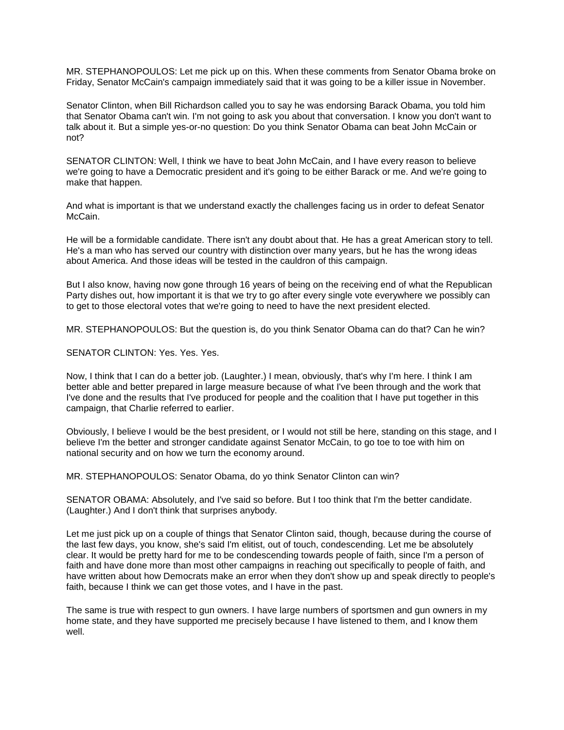MR. STEPHANOPOULOS: Let me pick up on this. When these comments from Senator Obama broke on Friday, Senator McCain's campaign immediately said that it was going to be a killer issue in November.

Senator Clinton, when Bill Richardson called you to say he was endorsing Barack Obama, you told him that Senator Obama can't win. I'm not going to ask you about that conversation. I know you don't want to talk about it. But a simple yes-or-no question: Do you think Senator Obama can beat John McCain or not?

SENATOR CLINTON: Well, I think we have to beat John McCain, and I have every reason to believe we're going to have a Democratic president and it's going to be either Barack or me. And we're going to make that happen.

And what is important is that we understand exactly the challenges facing us in order to defeat Senator McCain.

He will be a formidable candidate. There isn't any doubt about that. He has a great American story to tell. He's a man who has served our country with distinction over many years, but he has the wrong ideas about America. And those ideas will be tested in the cauldron of this campaign.

But I also know, having now gone through 16 years of being on the receiving end of what the Republican Party dishes out, how important it is that we try to go after every single vote everywhere we possibly can to get to those electoral votes that we're going to need to have the next president elected.

MR. STEPHANOPOULOS: But the question is, do you think Senator Obama can do that? Can he win?

SENATOR CLINTON: Yes. Yes. Yes.

Now, I think that I can do a better job. (Laughter.) I mean, obviously, that's why I'm here. I think I am better able and better prepared in large measure because of what I've been through and the work that I've done and the results that I've produced for people and the coalition that I have put together in this campaign, that Charlie referred to earlier.

Obviously, I believe I would be the best president, or I would not still be here, standing on this stage, and I believe I'm the better and stronger candidate against Senator McCain, to go toe to toe with him on national security and on how we turn the economy around.

MR. STEPHANOPOULOS: Senator Obama, do yo think Senator Clinton can win?

SENATOR OBAMA: Absolutely, and I've said so before. But I too think that I'm the better candidate. (Laughter.) And I don't think that surprises anybody.

Let me just pick up on a couple of things that Senator Clinton said, though, because during the course of the last few days, you know, she's said I'm elitist, out of touch, condescending. Let me be absolutely clear. It would be pretty hard for me to be condescending towards people of faith, since I'm a person of faith and have done more than most other campaigns in reaching out specifically to people of faith, and have written about how Democrats make an error when they don't show up and speak directly to people's faith, because I think we can get those votes, and I have in the past.

The same is true with respect to gun owners. I have large numbers of sportsmen and gun owners in my home state, and they have supported me precisely because I have listened to them, and I know them well.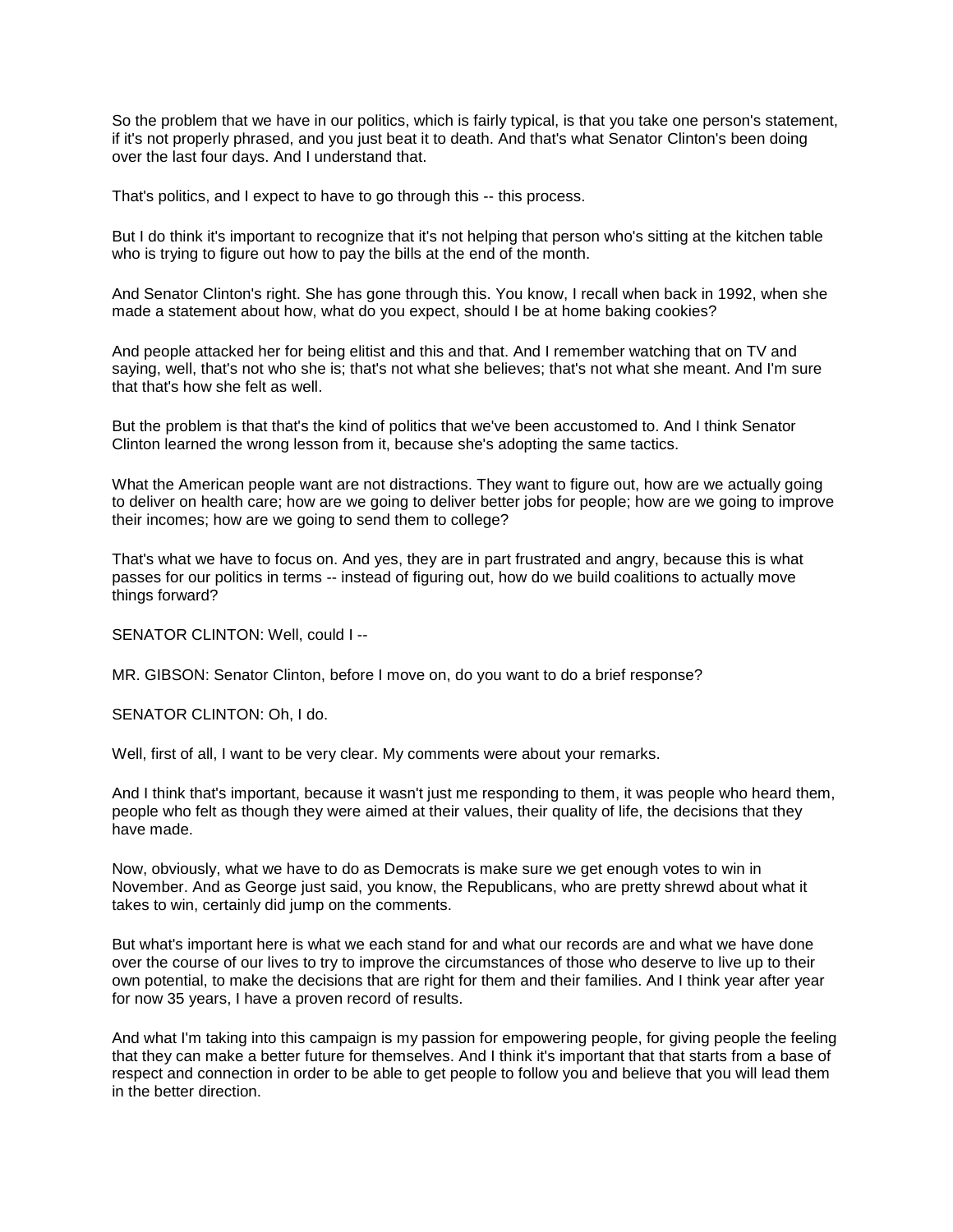So the problem that we have in our politics, which is fairly typical, is that you take one person's statement, if it's not properly phrased, and you just beat it to death. And that's what Senator Clinton's been doing over the last four days. And I understand that.

That's politics, and I expect to have to go through this -- this process.

But I do think it's important to recognize that it's not helping that person who's sitting at the kitchen table who is trying to figure out how to pay the bills at the end of the month.

And Senator Clinton's right. She has gone through this. You know, I recall when back in 1992, when she made a statement about how, what do you expect, should I be at home baking cookies?

And people attacked her for being elitist and this and that. And I remember watching that on TV and saying, well, that's not who she is; that's not what she believes; that's not what she meant. And I'm sure that that's how she felt as well.

But the problem is that that's the kind of politics that we've been accustomed to. And I think Senator Clinton learned the wrong lesson from it, because she's adopting the same tactics.

What the American people want are not distractions. They want to figure out, how are we actually going to deliver on health care; how are we going to deliver better jobs for people; how are we going to improve their incomes; how are we going to send them to college?

That's what we have to focus on. And yes, they are in part frustrated and angry, because this is what passes for our politics in terms -- instead of figuring out, how do we build coalitions to actually move things forward?

SENATOR CLINTON: Well, could I --

MR. GIBSON: Senator Clinton, before I move on, do you want to do a brief response?

SENATOR CLINTON: Oh, I do.

Well, first of all, I want to be very clear. My comments were about your remarks.

And I think that's important, because it wasn't just me responding to them, it was people who heard them, people who felt as though they were aimed at their values, their quality of life, the decisions that they have made.

Now, obviously, what we have to do as Democrats is make sure we get enough votes to win in November. And as George just said, you know, the Republicans, who are pretty shrewd about what it takes to win, certainly did jump on the comments.

But what's important here is what we each stand for and what our records are and what we have done over the course of our lives to try to improve the circumstances of those who deserve to live up to their own potential, to make the decisions that are right for them and their families. And I think year after year for now 35 years, I have a proven record of results.

And what I'm taking into this campaign is my passion for empowering people, for giving people the feeling that they can make a better future for themselves. And I think it's important that that starts from a base of respect and connection in order to be able to get people to follow you and believe that you will lead them in the better direction.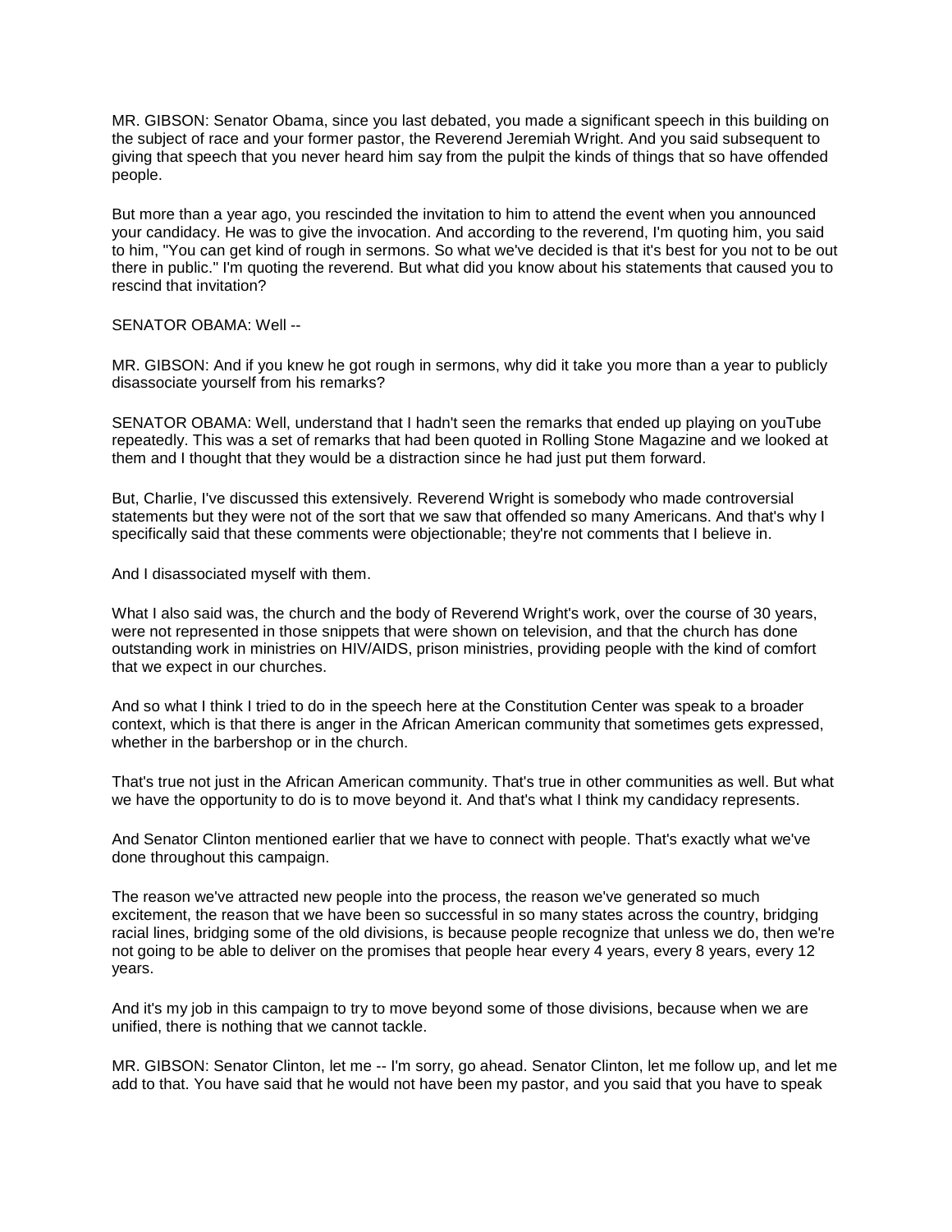MR. GIBSON: Senator Obama, since you last debated, you made a significant speech in this building on the subject of race and your former pastor, the Reverend Jeremiah Wright. And you said subsequent to giving that speech that you never heard him say from the pulpit the kinds of things that so have offended people.

But more than a year ago, you rescinded the invitation to him to attend the event when you announced your candidacy. He was to give the invocation. And according to the reverend, I'm quoting him, you said to him, "You can get kind of rough in sermons. So what we've decided is that it's best for you not to be out there in public." I'm quoting the reverend. But what did you know about his statements that caused you to rescind that invitation?

SENATOR OBAMA: Well --

MR. GIBSON: And if you knew he got rough in sermons, why did it take you more than a year to publicly disassociate yourself from his remarks?

SENATOR OBAMA: Well, understand that I hadn't seen the remarks that ended up playing on youTube repeatedly. This was a set of remarks that had been quoted in Rolling Stone Magazine and we looked at them and I thought that they would be a distraction since he had just put them forward.

But, Charlie, I've discussed this extensively. Reverend Wright is somebody who made controversial statements but they were not of the sort that we saw that offended so many Americans. And that's why I specifically said that these comments were objectionable; they're not comments that I believe in.

And I disassociated myself with them.

What I also said was, the church and the body of Reverend Wright's work, over the course of 30 years, were not represented in those snippets that were shown on television, and that the church has done outstanding work in ministries on HIV/AIDS, prison ministries, providing people with the kind of comfort that we expect in our churches.

And so what I think I tried to do in the speech here at the Constitution Center was speak to a broader context, which is that there is anger in the African American community that sometimes gets expressed, whether in the barbershop or in the church.

That's true not just in the African American community. That's true in other communities as well. But what we have the opportunity to do is to move beyond it. And that's what I think my candidacy represents.

And Senator Clinton mentioned earlier that we have to connect with people. That's exactly what we've done throughout this campaign.

The reason we've attracted new people into the process, the reason we've generated so much excitement, the reason that we have been so successful in so many states across the country, bridging racial lines, bridging some of the old divisions, is because people recognize that unless we do, then we're not going to be able to deliver on the promises that people hear every 4 years, every 8 years, every 12 years.

And it's my job in this campaign to try to move beyond some of those divisions, because when we are unified, there is nothing that we cannot tackle.

MR. GIBSON: Senator Clinton, let me -- I'm sorry, go ahead. Senator Clinton, let me follow up, and let me add to that. You have said that he would not have been my pastor, and you said that you have to speak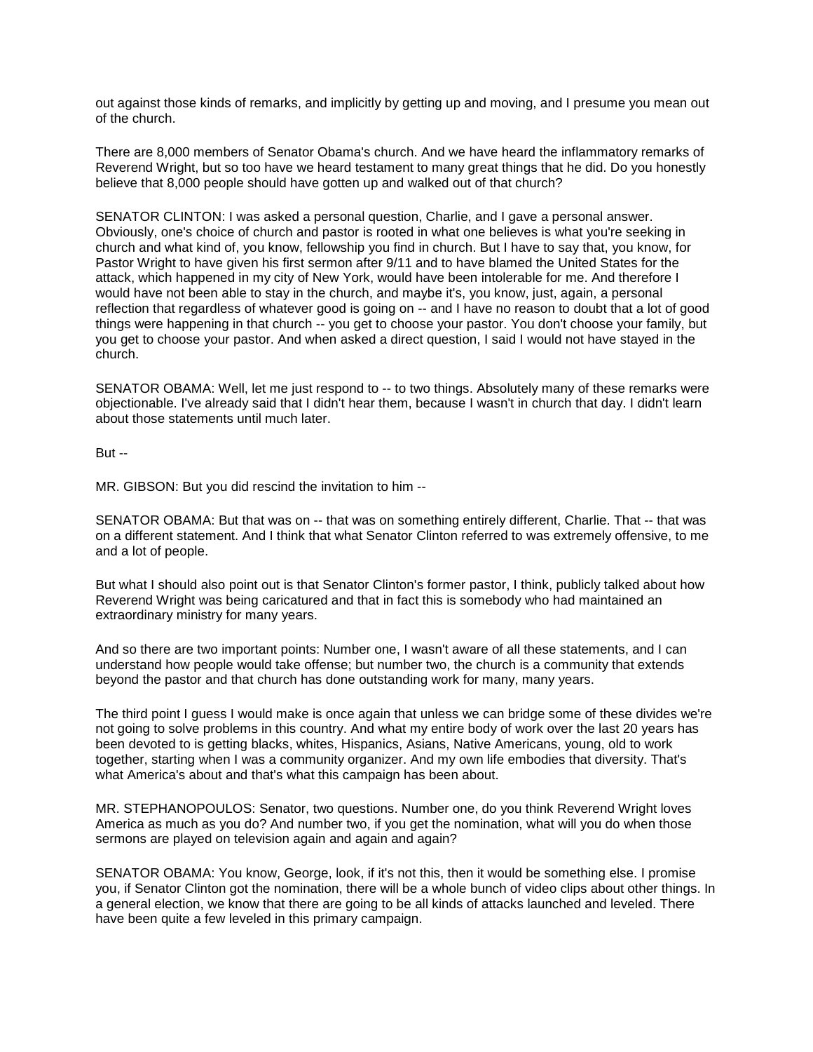out against those kinds of remarks, and implicitly by getting up and moving, and I presume you mean out of the church.

There are 8,000 members of Senator Obama's church. And we have heard the inflammatory remarks of Reverend Wright, but so too have we heard testament to many great things that he did. Do you honestly believe that 8,000 people should have gotten up and walked out of that church?

SENATOR CLINTON: I was asked a personal question, Charlie, and I gave a personal answer. Obviously, one's choice of church and pastor is rooted in what one believes is what you're seeking in church and what kind of, you know, fellowship you find in church. But I have to say that, you know, for Pastor Wright to have given his first sermon after 9/11 and to have blamed the United States for the attack, which happened in my city of New York, would have been intolerable for me. And therefore I would have not been able to stay in the church, and maybe it's, you know, just, again, a personal reflection that regardless of whatever good is going on -- and I have no reason to doubt that a lot of good things were happening in that church -- you get to choose your pastor. You don't choose your family, but you get to choose your pastor. And when asked a direct question, I said I would not have stayed in the church.

SENATOR OBAMA: Well, let me just respond to -- to two things. Absolutely many of these remarks were objectionable. I've already said that I didn't hear them, because I wasn't in church that day. I didn't learn about those statements until much later.

But --

MR. GIBSON: But you did rescind the invitation to him --

SENATOR OBAMA: But that was on -- that was on something entirely different, Charlie. That -- that was on a different statement. And I think that what Senator Clinton referred to was extremely offensive, to me and a lot of people.

But what I should also point out is that Senator Clinton's former pastor, I think, publicly talked about how Reverend Wright was being caricatured and that in fact this is somebody who had maintained an extraordinary ministry for many years.

And so there are two important points: Number one, I wasn't aware of all these statements, and I can understand how people would take offense; but number two, the church is a community that extends beyond the pastor and that church has done outstanding work for many, many years.

The third point I guess I would make is once again that unless we can bridge some of these divides we're not going to solve problems in this country. And what my entire body of work over the last 20 years has been devoted to is getting blacks, whites, Hispanics, Asians, Native Americans, young, old to work together, starting when I was a community organizer. And my own life embodies that diversity. That's what America's about and that's what this campaign has been about.

MR. STEPHANOPOULOS: Senator, two questions. Number one, do you think Reverend Wright loves America as much as you do? And number two, if you get the nomination, what will you do when those sermons are played on television again and again and again?

SENATOR OBAMA: You know, George, look, if it's not this, then it would be something else. I promise you, if Senator Clinton got the nomination, there will be a whole bunch of video clips about other things. In a general election, we know that there are going to be all kinds of attacks launched and leveled. There have been quite a few leveled in this primary campaign.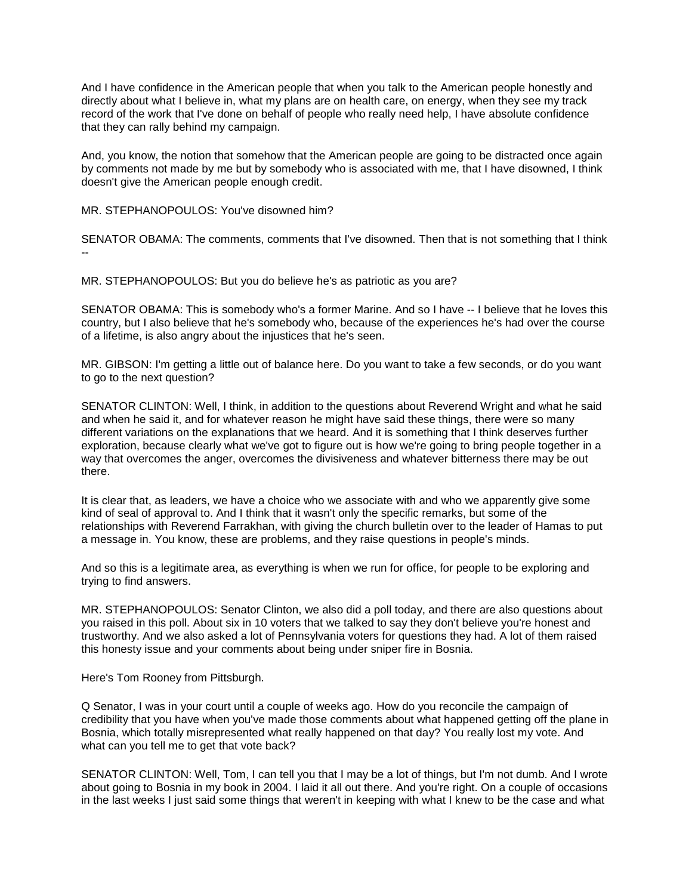And I have confidence in the American people that when you talk to the American people honestly and directly about what I believe in, what my plans are on health care, on energy, when they see my track record of the work that I've done on behalf of people who really need help, I have absolute confidence that they can rally behind my campaign.

And, you know, the notion that somehow that the American people are going to be distracted once again by comments not made by me but by somebody who is associated with me, that I have disowned, I think doesn't give the American people enough credit.

MR. STEPHANOPOULOS: You've disowned him?

SENATOR OBAMA: The comments, comments that I've disowned. Then that is not something that I think --

MR. STEPHANOPOULOS: But you do believe he's as patriotic as you are?

SENATOR OBAMA: This is somebody who's a former Marine. And so I have -- I believe that he loves this country, but I also believe that he's somebody who, because of the experiences he's had over the course of a lifetime, is also angry about the injustices that he's seen.

MR. GIBSON: I'm getting a little out of balance here. Do you want to take a few seconds, or do you want to go to the next question?

SENATOR CLINTON: Well, I think, in addition to the questions about Reverend Wright and what he said and when he said it, and for whatever reason he might have said these things, there were so many different variations on the explanations that we heard. And it is something that I think deserves further exploration, because clearly what we've got to figure out is how we're going to bring people together in a way that overcomes the anger, overcomes the divisiveness and whatever bitterness there may be out there.

It is clear that, as leaders, we have a choice who we associate with and who we apparently give some kind of seal of approval to. And I think that it wasn't only the specific remarks, but some of the relationships with Reverend Farrakhan, with giving the church bulletin over to the leader of Hamas to put a message in. You know, these are problems, and they raise questions in people's minds.

And so this is a legitimate area, as everything is when we run for office, for people to be exploring and trying to find answers.

MR. STEPHANOPOULOS: Senator Clinton, we also did a poll today, and there are also questions about you raised in this poll. About six in 10 voters that we talked to say they don't believe you're honest and trustworthy. And we also asked a lot of Pennsylvania voters for questions they had. A lot of them raised this honesty issue and your comments about being under sniper fire in Bosnia.

Here's Tom Rooney from Pittsburgh.

Q Senator, I was in your court until a couple of weeks ago. How do you reconcile the campaign of credibility that you have when you've made those comments about what happened getting off the plane in Bosnia, which totally misrepresented what really happened on that day? You really lost my vote. And what can you tell me to get that vote back?

SENATOR CLINTON: Well, Tom, I can tell you that I may be a lot of things, but I'm not dumb. And I wrote about going to Bosnia in my book in 2004. I laid it all out there. And you're right. On a couple of occasions in the last weeks I just said some things that weren't in keeping with what I knew to be the case and what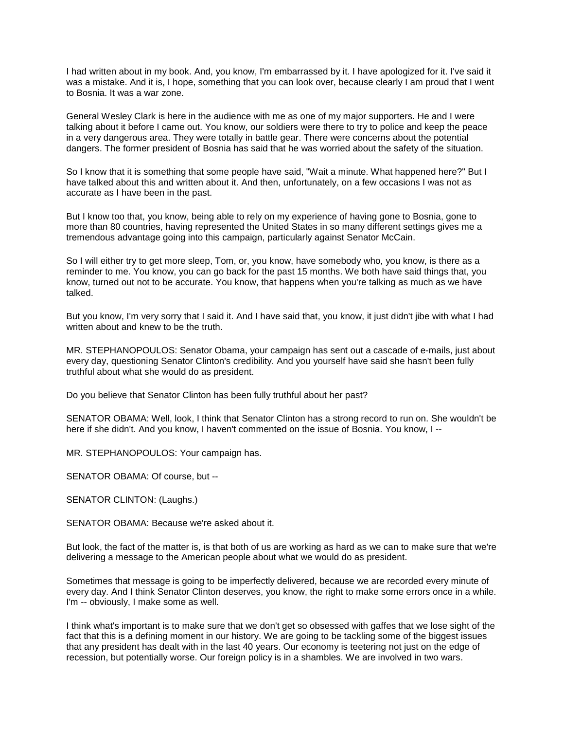I had written about in my book. And, you know, I'm embarrassed by it. I have apologized for it. I've said it was a mistake. And it is, I hope, something that you can look over, because clearly I am proud that I went to Bosnia. It was a war zone.

General Wesley Clark is here in the audience with me as one of my major supporters. He and I were talking about it before I came out. You know, our soldiers were there to try to police and keep the peace in a very dangerous area. They were totally in battle gear. There were concerns about the potential dangers. The former president of Bosnia has said that he was worried about the safety of the situation.

So I know that it is something that some people have said, "Wait a minute. What happened here?" But I have talked about this and written about it. And then, unfortunately, on a few occasions I was not as accurate as I have been in the past.

But I know too that, you know, being able to rely on my experience of having gone to Bosnia, gone to more than 80 countries, having represented the United States in so many different settings gives me a tremendous advantage going into this campaign, particularly against Senator McCain.

So I will either try to get more sleep, Tom, or, you know, have somebody who, you know, is there as a reminder to me. You know, you can go back for the past 15 months. We both have said things that, you know, turned out not to be accurate. You know, that happens when you're talking as much as we have talked.

But you know, I'm very sorry that I said it. And I have said that, you know, it just didn't jibe with what I had written about and knew to be the truth.

MR. STEPHANOPOULOS: Senator Obama, your campaign has sent out a cascade of e-mails, just about every day, questioning Senator Clinton's credibility. And you yourself have said she hasn't been fully truthful about what she would do as president.

Do you believe that Senator Clinton has been fully truthful about her past?

SENATOR OBAMA: Well, look, I think that Senator Clinton has a strong record to run on. She wouldn't be here if she didn't. And you know, I haven't commented on the issue of Bosnia. You know, I --

MR. STEPHANOPOULOS: Your campaign has.

SENATOR OBAMA: Of course, but --

SENATOR CLINTON: (Laughs.)

SENATOR OBAMA: Because we're asked about it.

But look, the fact of the matter is, is that both of us are working as hard as we can to make sure that we're delivering a message to the American people about what we would do as president.

Sometimes that message is going to be imperfectly delivered, because we are recorded every minute of every day. And I think Senator Clinton deserves, you know, the right to make some errors once in a while. I'm -- obviously, I make some as well.

I think what's important is to make sure that we don't get so obsessed with gaffes that we lose sight of the fact that this is a defining moment in our history. We are going to be tackling some of the biggest issues that any president has dealt with in the last 40 years. Our economy is teetering not just on the edge of recession, but potentially worse. Our foreign policy is in a shambles. We are involved in two wars.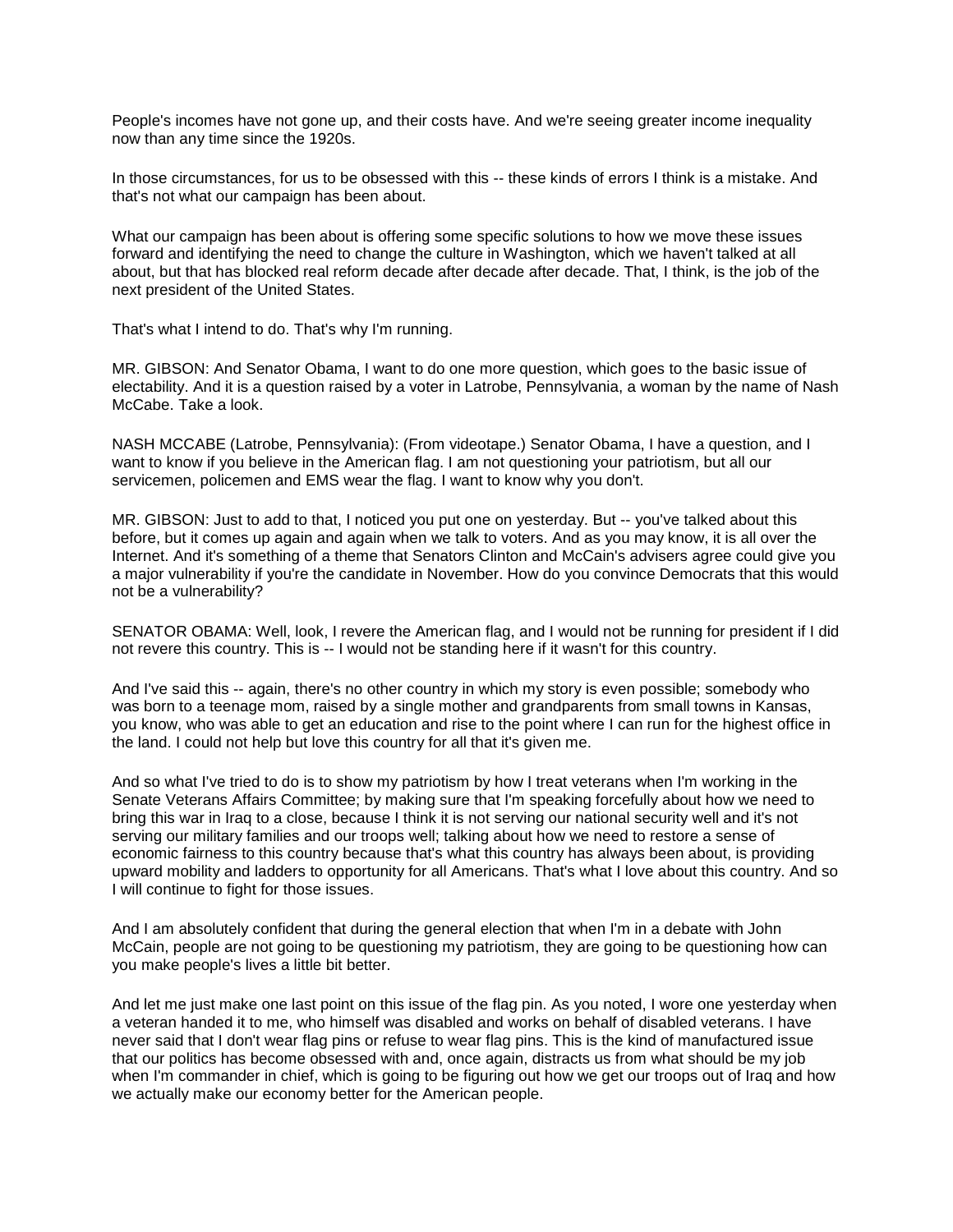People's incomes have not gone up, and their costs have. And we're seeing greater income inequality now than any time since the 1920s.

In those circumstances, for us to be obsessed with this -- these kinds of errors I think is a mistake. And that's not what our campaign has been about.

What our campaign has been about is offering some specific solutions to how we move these issues forward and identifying the need to change the culture in Washington, which we haven't talked at all about, but that has blocked real reform decade after decade after decade. That, I think, is the job of the next president of the United States.

That's what I intend to do. That's why I'm running.

MR. GIBSON: And Senator Obama, I want to do one more question, which goes to the basic issue of electability. And it is a question raised by a voter in Latrobe, Pennsylvania, a woman by the name of Nash McCabe. Take a look.

NASH MCCABE (Latrobe, Pennsylvania): (From videotape.) Senator Obama, I have a question, and I want to know if you believe in the American flag. I am not questioning your patriotism, but all our servicemen, policemen and EMS wear the flag. I want to know why you don't.

MR. GIBSON: Just to add to that, I noticed you put one on yesterday. But -- you've talked about this before, but it comes up again and again when we talk to voters. And as you may know, it is all over the Internet. And it's something of a theme that Senators Clinton and McCain's advisers agree could give you a major vulnerability if you're the candidate in November. How do you convince Democrats that this would not be a vulnerability?

SENATOR OBAMA: Well, look, I revere the American flag, and I would not be running for president if I did not revere this country. This is -- I would not be standing here if it wasn't for this country.

And I've said this -- again, there's no other country in which my story is even possible; somebody who was born to a teenage mom, raised by a single mother and grandparents from small towns in Kansas, you know, who was able to get an education and rise to the point where I can run for the highest office in the land. I could not help but love this country for all that it's given me.

And so what I've tried to do is to show my patriotism by how I treat veterans when I'm working in the Senate Veterans Affairs Committee; by making sure that I'm speaking forcefully about how we need to bring this war in Iraq to a close, because I think it is not serving our national security well and it's not serving our military families and our troops well; talking about how we need to restore a sense of economic fairness to this country because that's what this country has always been about, is providing upward mobility and ladders to opportunity for all Americans. That's what I love about this country. And so I will continue to fight for those issues.

And I am absolutely confident that during the general election that when I'm in a debate with John McCain, people are not going to be questioning my patriotism, they are going to be questioning how can you make people's lives a little bit better.

And let me just make one last point on this issue of the flag pin. As you noted, I wore one yesterday when a veteran handed it to me, who himself was disabled and works on behalf of disabled veterans. I have never said that I don't wear flag pins or refuse to wear flag pins. This is the kind of manufactured issue that our politics has become obsessed with and, once again, distracts us from what should be my job when I'm commander in chief, which is going to be figuring out how we get our troops out of Iraq and how we actually make our economy better for the American people.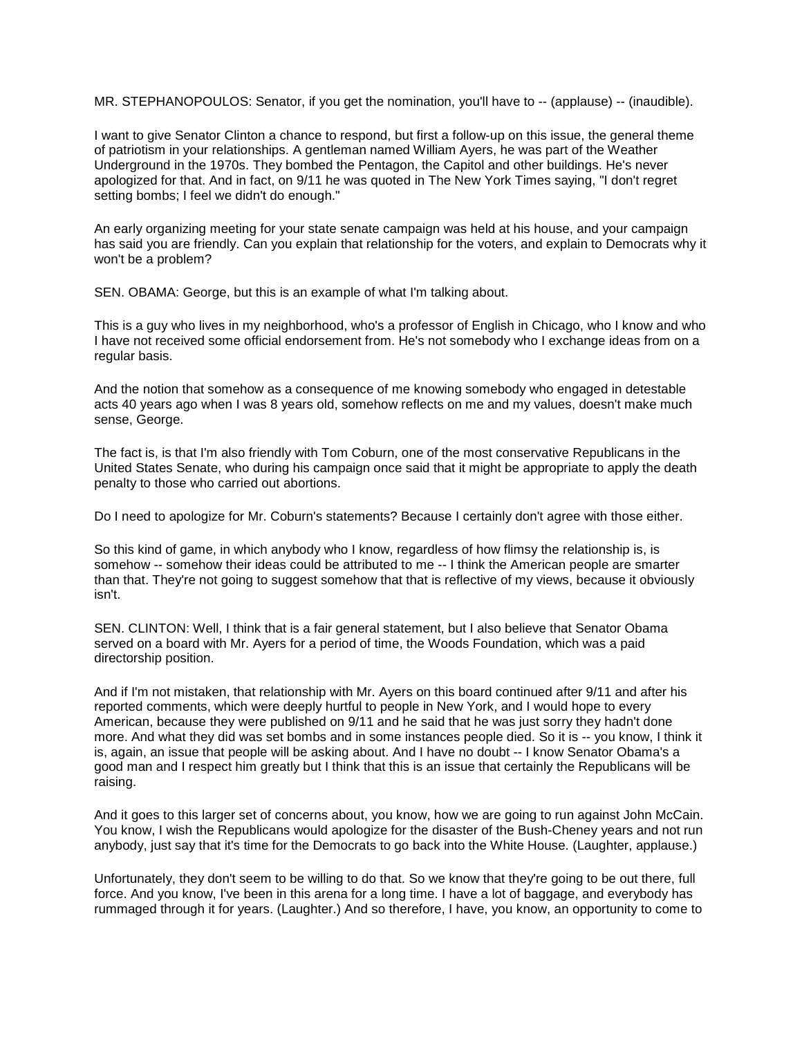MR. STEPHANOPOULOS: Senator, if you get the nomination, you'll have to -- (applause) -- (inaudible).

I want to give Senator Clinton a chance to respond, but first a follow-up on this issue, the general theme of patriotism in your relationships. A gentleman named William Ayers, he was part of the Weather Underground in the 1970s. They bombed the Pentagon, the Capitol and other buildings. He's never apologized for that. And in fact, on 9/11 he was quoted in The New York Times saying, "I don't regret setting bombs; I feel we didn't do enough."

An early organizing meeting for your state senate campaign was held at his house, and your campaign has said you are friendly. Can you explain that relationship for the voters, and explain to Democrats why it won't be a problem?

SEN. OBAMA: George, but this is an example of what I'm talking about.

This is a guy who lives in my neighborhood, who's a professor of English in Chicago, who I know and who I have not received some official endorsement from. He's not somebody who I exchange ideas from on a regular basis.

And the notion that somehow as a consequence of me knowing somebody who engaged in detestable acts 40 years ago when I was 8 years old, somehow reflects on me and my values, doesn't make much sense, George.

The fact is, is that I'm also friendly with Tom Coburn, one of the most conservative Republicans in the United States Senate, who during his campaign once said that it might be appropriate to apply the death penalty to those who carried out abortions.

Do I need to apologize for Mr. Coburn's statements? Because I certainly don't agree with those either.

So this kind of game, in which anybody who I know, regardless of how flimsy the relationship is, is somehow -- somehow their ideas could be attributed to me -- I think the American people are smarter than that. They're not going to suggest somehow that that is reflective of my views, because it obviously isn't.

SEN. CLINTON: Well, I think that is a fair general statement, but I also believe that Senator Obama served on a board with Mr. Ayers for a period of time, the Woods Foundation, which was a paid directorship position.

And if I'm not mistaken, that relationship with Mr. Ayers on this board continued after 9/11 and after his reported comments, which were deeply hurtful to people in New York, and I would hope to every American, because they were published on 9/11 and he said that he was just sorry they hadn't done more. And what they did was set bombs and in some instances people died. So it is -- you know, I think it is, again, an issue that people will be asking about. And I have no doubt -- I know Senator Obama's a good man and I respect him greatly but I think that this is an issue that certainly the Republicans will be raising.

And it goes to this larger set of concerns about, you know, how we are going to run against John McCain. You know, I wish the Republicans would apologize for the disaster of the Bush-Cheney years and not run anybody, just say that it's time for the Democrats to go back into the White House. (Laughter, applause.)

Unfortunately, they don't seem to be willing to do that. So we know that they're going to be out there, full force. And you know, I've been in this arena for a long time. I have a lot of baggage, and everybody has rummaged through it for years. (Laughter.) And so therefore, I have, you know, an opportunity to come to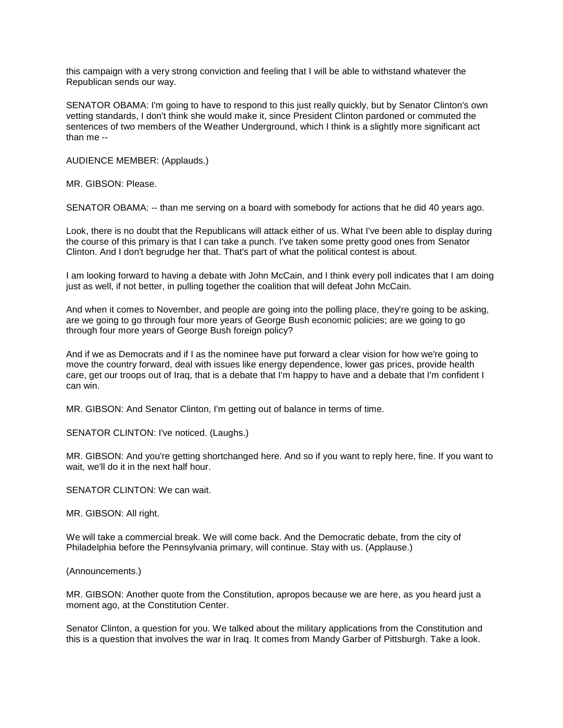this campaign with a very strong conviction and feeling that I will be able to withstand whatever the Republican sends our way.

SENATOR OBAMA: I'm going to have to respond to this just really quickly, but by Senator Clinton's own vetting standards, I don't think she would make it, since President Clinton pardoned or commuted the sentences of two members of the Weather Underground, which I think is a slightly more significant act than me --

AUDIENCE MEMBER: (Applauds.)

MR. GIBSON: Please.

SENATOR OBAMA: -- than me serving on a board with somebody for actions that he did 40 years ago.

Look, there is no doubt that the Republicans will attack either of us. What I've been able to display during the course of this primary is that I can take a punch. I've taken some pretty good ones from Senator Clinton. And I don't begrudge her that. That's part of what the political contest is about.

I am looking forward to having a debate with John McCain, and I think every poll indicates that I am doing just as well, if not better, in pulling together the coalition that will defeat John McCain.

And when it comes to November, and people are going into the polling place, they're going to be asking, are we going to go through four more years of George Bush economic policies; are we going to go through four more years of George Bush foreign policy?

And if we as Democrats and if I as the nominee have put forward a clear vision for how we're going to move the country forward, deal with issues like energy dependence, lower gas prices, provide health care, get our troops out of Iraq, that is a debate that I'm happy to have and a debate that I'm confident I can win.

MR. GIBSON: And Senator Clinton, I'm getting out of balance in terms of time.

SENATOR CLINTON: I've noticed. (Laughs.)

MR. GIBSON: And you're getting shortchanged here. And so if you want to reply here, fine. If you want to wait, we'll do it in the next half hour.

SENATOR CLINTON: We can wait.

MR. GIBSON: All right.

We will take a commercial break. We will come back. And the Democratic debate, from the city of Philadelphia before the Pennsylvania primary, will continue. Stay with us. (Applause.)

(Announcements.)

MR. GIBSON: Another quote from the Constitution, apropos because we are here, as you heard just a moment ago, at the Constitution Center.

Senator Clinton, a question for you. We talked about the military applications from the Constitution and this is a question that involves the war in Iraq. It comes from Mandy Garber of Pittsburgh. Take a look.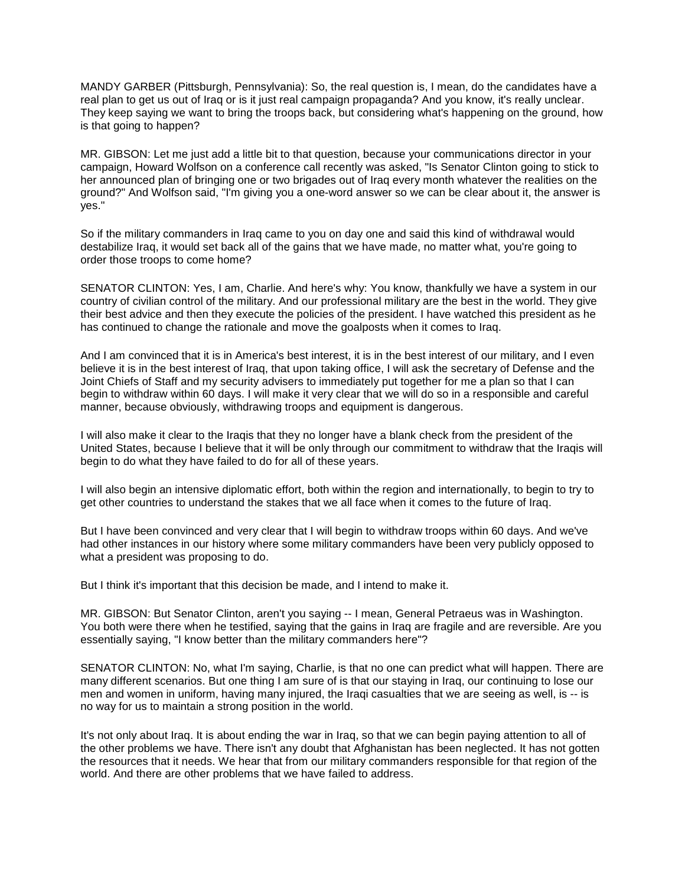MANDY GARBER (Pittsburgh, Pennsylvania): So, the real question is, I mean, do the candidates have a real plan to get us out of Iraq or is it just real campaign propaganda? And you know, it's really unclear. They keep saying we want to bring the troops back, but considering what's happening on the ground, how is that going to happen?

MR. GIBSON: Let me just add a little bit to that question, because your communications director in your campaign, Howard Wolfson on a conference call recently was asked, "Is Senator Clinton going to stick to her announced plan of bringing one or two brigades out of Iraq every month whatever the realities on the ground?" And Wolfson said, "I'm giving you a one-word answer so we can be clear about it, the answer is yes."

So if the military commanders in Iraq came to you on day one and said this kind of withdrawal would destabilize Iraq, it would set back all of the gains that we have made, no matter what, you're going to order those troops to come home?

SENATOR CLINTON: Yes, I am, Charlie. And here's why: You know, thankfully we have a system in our country of civilian control of the military. And our professional military are the best in the world. They give their best advice and then they execute the policies of the president. I have watched this president as he has continued to change the rationale and move the goalposts when it comes to Iraq.

And I am convinced that it is in America's best interest, it is in the best interest of our military, and I even believe it is in the best interest of Iraq, that upon taking office, I will ask the secretary of Defense and the Joint Chiefs of Staff and my security advisers to immediately put together for me a plan so that I can begin to withdraw within 60 days. I will make it very clear that we will do so in a responsible and careful manner, because obviously, withdrawing troops and equipment is dangerous.

I will also make it clear to the Iraqis that they no longer have a blank check from the president of the United States, because I believe that it will be only through our commitment to withdraw that the Iraqis will begin to do what they have failed to do for all of these years.

I will also begin an intensive diplomatic effort, both within the region and internationally, to begin to try to get other countries to understand the stakes that we all face when it comes to the future of Iraq.

But I have been convinced and very clear that I will begin to withdraw troops within 60 days. And we've had other instances in our history where some military commanders have been very publicly opposed to what a president was proposing to do.

But I think it's important that this decision be made, and I intend to make it.

MR. GIBSON: But Senator Clinton, aren't you saying -- I mean, General Petraeus was in Washington. You both were there when he testified, saying that the gains in Iraq are fragile and are reversible. Are you essentially saying, "I know better than the military commanders here"?

SENATOR CLINTON: No, what I'm saying, Charlie, is that no one can predict what will happen. There are many different scenarios. But one thing I am sure of is that our staying in Iraq, our continuing to lose our men and women in uniform, having many injured, the Iraqi casualties that we are seeing as well, is -- is no way for us to maintain a strong position in the world.

It's not only about Iraq. It is about ending the war in Iraq, so that we can begin paying attention to all of the other problems we have. There isn't any doubt that Afghanistan has been neglected. It has not gotten the resources that it needs. We hear that from our military commanders responsible for that region of the world. And there are other problems that we have failed to address.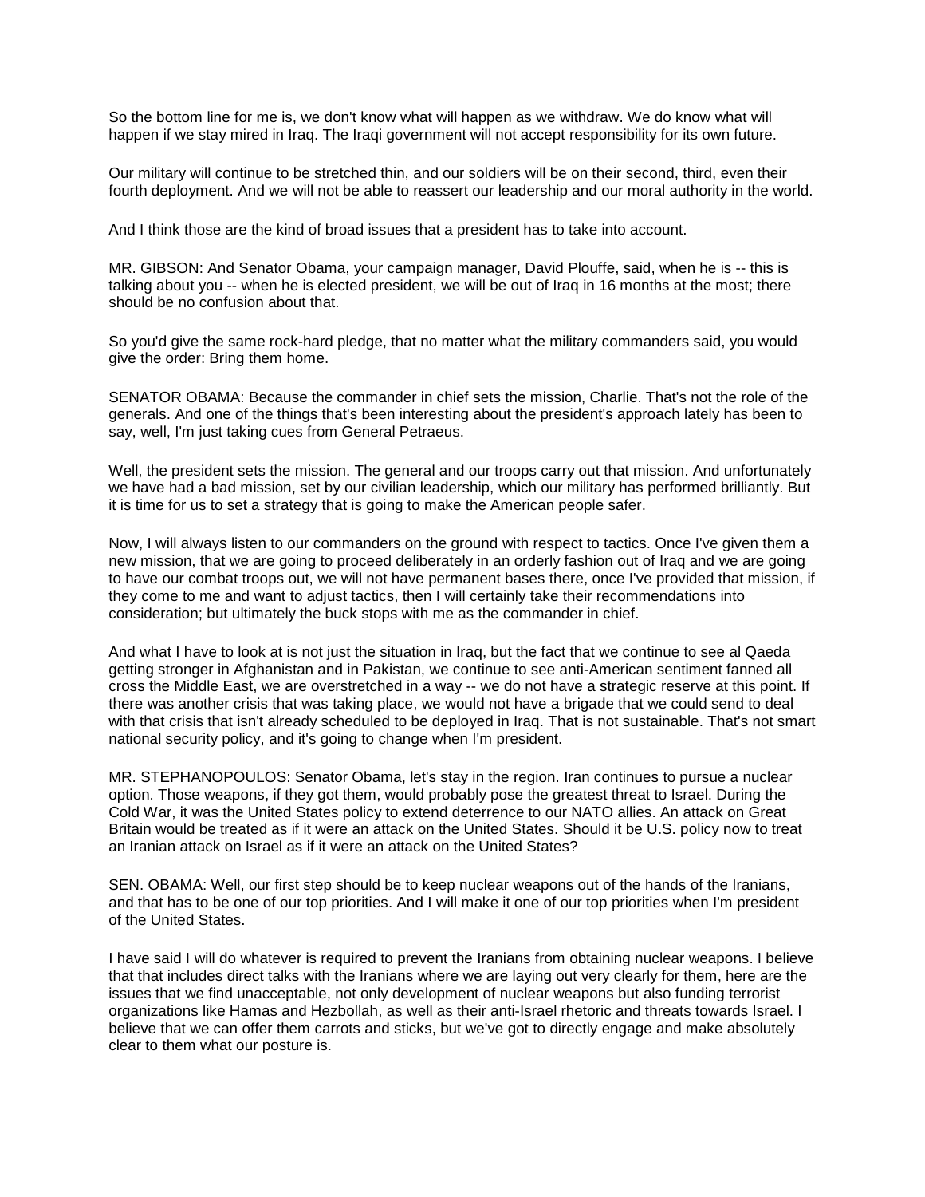So the bottom line for me is, we don't know what will happen as we withdraw. We do know what will happen if we stay mired in Iraq. The Iraqi government will not accept responsibility for its own future.

Our military will continue to be stretched thin, and our soldiers will be on their second, third, even their fourth deployment. And we will not be able to reassert our leadership and our moral authority in the world.

And I think those are the kind of broad issues that a president has to take into account.

MR. GIBSON: And Senator Obama, your campaign manager, David Plouffe, said, when he is -- this is talking about you -- when he is elected president, we will be out of Iraq in 16 months at the most; there should be no confusion about that.

So you'd give the same rock-hard pledge, that no matter what the military commanders said, you would give the order: Bring them home.

SENATOR OBAMA: Because the commander in chief sets the mission, Charlie. That's not the role of the generals. And one of the things that's been interesting about the president's approach lately has been to say, well, I'm just taking cues from General Petraeus.

Well, the president sets the mission. The general and our troops carry out that mission. And unfortunately we have had a bad mission, set by our civilian leadership, which our military has performed brilliantly. But it is time for us to set a strategy that is going to make the American people safer.

Now, I will always listen to our commanders on the ground with respect to tactics. Once I've given them a new mission, that we are going to proceed deliberately in an orderly fashion out of Iraq and we are going to have our combat troops out, we will not have permanent bases there, once I've provided that mission, if they come to me and want to adjust tactics, then I will certainly take their recommendations into consideration; but ultimately the buck stops with me as the commander in chief.

And what I have to look at is not just the situation in Iraq, but the fact that we continue to see al Qaeda getting stronger in Afghanistan and in Pakistan, we continue to see anti-American sentiment fanned all cross the Middle East, we are overstretched in a way -- we do not have a strategic reserve at this point. If there was another crisis that was taking place, we would not have a brigade that we could send to deal with that crisis that isn't already scheduled to be deployed in Iraq. That is not sustainable. That's not smart national security policy, and it's going to change when I'm president.

MR. STEPHANOPOULOS: Senator Obama, let's stay in the region. Iran continues to pursue a nuclear option. Those weapons, if they got them, would probably pose the greatest threat to Israel. During the Cold War, it was the United States policy to extend deterrence to our NATO allies. An attack on Great Britain would be treated as if it were an attack on the United States. Should it be U.S. policy now to treat an Iranian attack on Israel as if it were an attack on the United States?

SEN. OBAMA: Well, our first step should be to keep nuclear weapons out of the hands of the Iranians, and that has to be one of our top priorities. And I will make it one of our top priorities when I'm president of the United States.

I have said I will do whatever is required to prevent the Iranians from obtaining nuclear weapons. I believe that that includes direct talks with the Iranians where we are laying out very clearly for them, here are the issues that we find unacceptable, not only development of nuclear weapons but also funding terrorist organizations like Hamas and Hezbollah, as well as their anti-Israel rhetoric and threats towards Israel. I believe that we can offer them carrots and sticks, but we've got to directly engage and make absolutely clear to them what our posture is.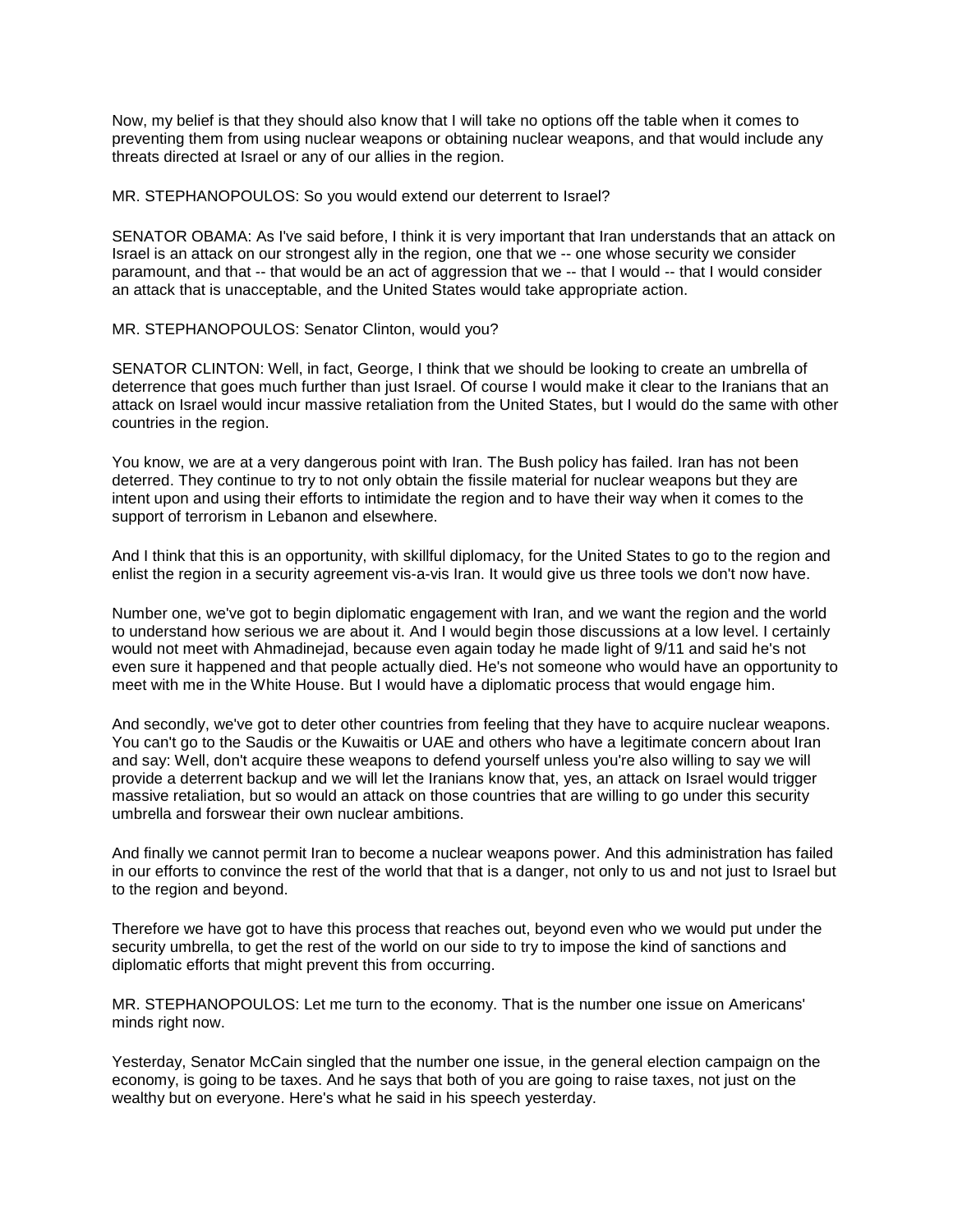Now, my belief is that they should also know that I will take no options off the table when it comes to preventing them from using nuclear weapons or obtaining nuclear weapons, and that would include any threats directed at Israel or any of our allies in the region.

MR. STEPHANOPOULOS: So you would extend our deterrent to Israel?

SENATOR OBAMA: As I've said before, I think it is very important that Iran understands that an attack on Israel is an attack on our strongest ally in the region, one that we -- one whose security we consider paramount, and that -- that would be an act of aggression that we -- that I would -- that I would consider an attack that is unacceptable, and the United States would take appropriate action.

MR. STEPHANOPOULOS: Senator Clinton, would you?

SENATOR CLINTON: Well, in fact, George, I think that we should be looking to create an umbrella of deterrence that goes much further than just Israel. Of course I would make it clear to the Iranians that an attack on Israel would incur massive retaliation from the United States, but I would do the same with other countries in the region.

You know, we are at a very dangerous point with Iran. The Bush policy has failed. Iran has not been deterred. They continue to try to not only obtain the fissile material for nuclear weapons but they are intent upon and using their efforts to intimidate the region and to have their way when it comes to the support of terrorism in Lebanon and elsewhere.

And I think that this is an opportunity, with skillful diplomacy, for the United States to go to the region and enlist the region in a security agreement vis-a-vis Iran. It would give us three tools we don't now have.

Number one, we've got to begin diplomatic engagement with Iran, and we want the region and the world to understand how serious we are about it. And I would begin those discussions at a low level. I certainly would not meet with Ahmadinejad, because even again today he made light of 9/11 and said he's not even sure it happened and that people actually died. He's not someone who would have an opportunity to meet with me in the White House. But I would have a diplomatic process that would engage him.

And secondly, we've got to deter other countries from feeling that they have to acquire nuclear weapons. You can't go to the Saudis or the Kuwaitis or UAE and others who have a legitimate concern about Iran and say: Well, don't acquire these weapons to defend yourself unless you're also willing to say we will provide a deterrent backup and we will let the Iranians know that, yes, an attack on Israel would trigger massive retaliation, but so would an attack on those countries that are willing to go under this security umbrella and forswear their own nuclear ambitions.

And finally we cannot permit Iran to become a nuclear weapons power. And this administration has failed in our efforts to convince the rest of the world that that is a danger, not only to us and not just to Israel but to the region and beyond.

Therefore we have got to have this process that reaches out, beyond even who we would put under the security umbrella, to get the rest of the world on our side to try to impose the kind of sanctions and diplomatic efforts that might prevent this from occurring.

MR. STEPHANOPOULOS: Let me turn to the economy. That is the number one issue on Americans' minds right now.

Yesterday, Senator McCain singled that the number one issue, in the general election campaign on the economy, is going to be taxes. And he says that both of you are going to raise taxes, not just on the wealthy but on everyone. Here's what he said in his speech yesterday.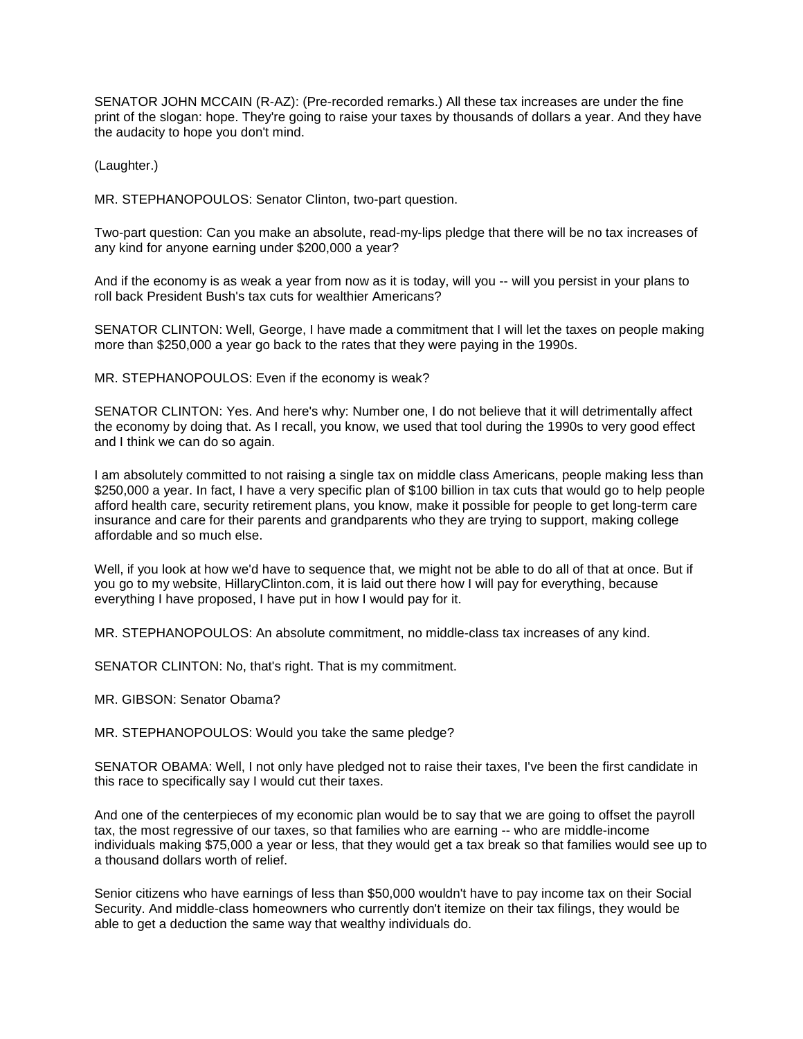SENATOR JOHN MCCAIN (R-AZ): (Pre-recorded remarks.) All these tax increases are under the fine print of the slogan: hope. They're going to raise your taxes by thousands of dollars a year. And they have the audacity to hope you don't mind.

(Laughter.)

MR. STEPHANOPOULOS: Senator Clinton, two-part question.

Two-part question: Can you make an absolute, read-my-lips pledge that there will be no tax increases of any kind for anyone earning under $200,000 a year?

And if the economy is as weak a year from now as it is today, will you -- will you persist in your plans to roll back President Bush's tax cuts for wealthier Americans?

SENATOR CLINTON: Well, George, I have made a commitment that I will let the taxes on people making more than $250,000 a year go back to the rates that they were paying in the 1990s.

MR. STEPHANOPOULOS: Even if the economy is weak?

SENATOR CLINTON: Yes. And here's why: Number one, I do not believe that it will detrimentally affect the economy by doing that. As I recall, you know, we used that tool during the 1990s to very good effect and I think we can do so again.

I am absolutely committed to not raising a single tax on middle class Americans, people making less than $250,000 a year. In fact, I have a very specific plan of $100 billion in tax cuts that would go to help people afford health care, security retirement plans, you know, make it possible for people to get long-term care insurance and care for their parents and grandparents who they are trying to support, making college affordable and so much else.

Well, if you look at how we'd have to sequence that, we might not be able to do all of that at once. But if you go to my website, HillaryClinton.com, it is laid out there how I will pay for everything, because everything I have proposed, I have put in how I would pay for it.

MR. STEPHANOPOULOS: An absolute commitment, no middle-class tax increases of any kind.

SENATOR CLINTON: No, that's right. That is my commitment.

MR. GIBSON: Senator Obama?

MR. STEPHANOPOULOS: Would you take the same pledge?

SENATOR OBAMA: Well, I not only have pledged not to raise their taxes, I've been the first candidate in this race to specifically say I would cut their taxes.

And one of the centerpieces of my economic plan would be to say that we are going to offset the payroll tax, the most regressive of our taxes, so that families who are earning -- who are middle-income individuals making $75,000 a year or less, that they would get a tax break so that families would see up to a thousand dollars worth of relief.

Senior citizens who have earnings of less than $50,000 wouldn't have to pay income tax on their Social Security. And middle-class homeowners who currently don't itemize on their tax filings, they would be able to get a deduction the same way that wealthy individuals do.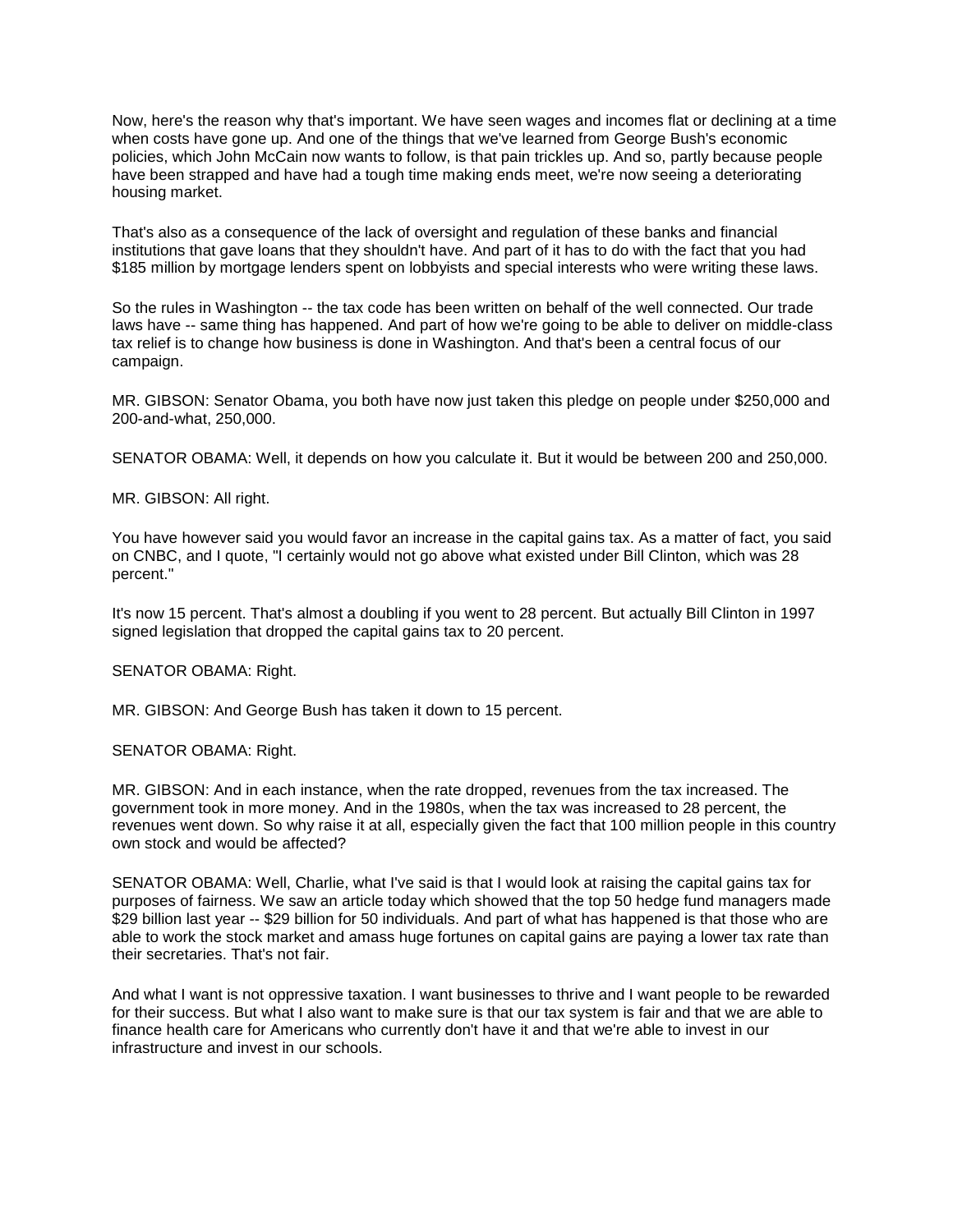Now, here's the reason why that's important. We have seen wages and incomes flat or declining at a time when costs have gone up. And one of the things that we've learned from George Bush's economic policies, which John McCain now wants to follow, is that pain trickles up. And so, partly because people have been strapped and have had a tough time making ends meet, we're now seeing a deteriorating housing market.

That's also as a consequence of the lack of oversight and regulation of these banks and financial institutions that gave loans that they shouldn't have. And part of it has to do with the fact that you had $185 million by mortgage lenders spent on lobbyists and special interests who were writing these laws.

So the rules in Washington -- the tax code has been written on behalf of the well connected. Our trade laws have -- same thing has happened. And part of how we're going to be able to deliver on middle-class tax relief is to change how business is done in Washington. And that's been a central focus of our campaign.

MR. GIBSON: Senator Obama, you both have now just taken this pledge on people under $250,000 and 200-and-what, 250,000.

SENATOR OBAMA: Well, it depends on how you calculate it. But it would be between 200 and 250,000.

MR. GIBSON: All right.

You have however said you would favor an increase in the capital gains tax. As a matter of fact, you said on CNBC, and I quote, "I certainly would not go above what existed under Bill Clinton, which was 28 percent."

It's now 15 percent. That's almost a doubling if you went to 28 percent. But actually Bill Clinton in 1997 signed legislation that dropped the capital gains tax to 20 percent.

SENATOR OBAMA: Right.

MR. GIBSON: And George Bush has taken it down to 15 percent.

SENATOR OBAMA: Right.

MR. GIBSON: And in each instance, when the rate dropped, revenues from the tax increased. The government took in more money. And in the 1980s, when the tax was increased to 28 percent, the revenues went down. So why raise it at all, especially given the fact that 100 million people in this country own stock and would be affected?

SENATOR OBAMA: Well, Charlie, what I've said is that I would look at raising the capital gains tax for purposes of fairness. We saw an article today which showed that the top 50 hedge fund managers made $29 billion last year -- $29 billion for 50 individuals. And part of what has happened is that those who are able to work the stock market and amass huge fortunes on capital gains are paying a lower tax rate than their secretaries. That's not fair.

And what I want is not oppressive taxation. I want businesses to thrive and I want people to be rewarded for their success. But what I also want to make sure is that our tax system is fair and that we are able to finance health care for Americans who currently don't have it and that we're able to invest in our infrastructure and invest in our schools.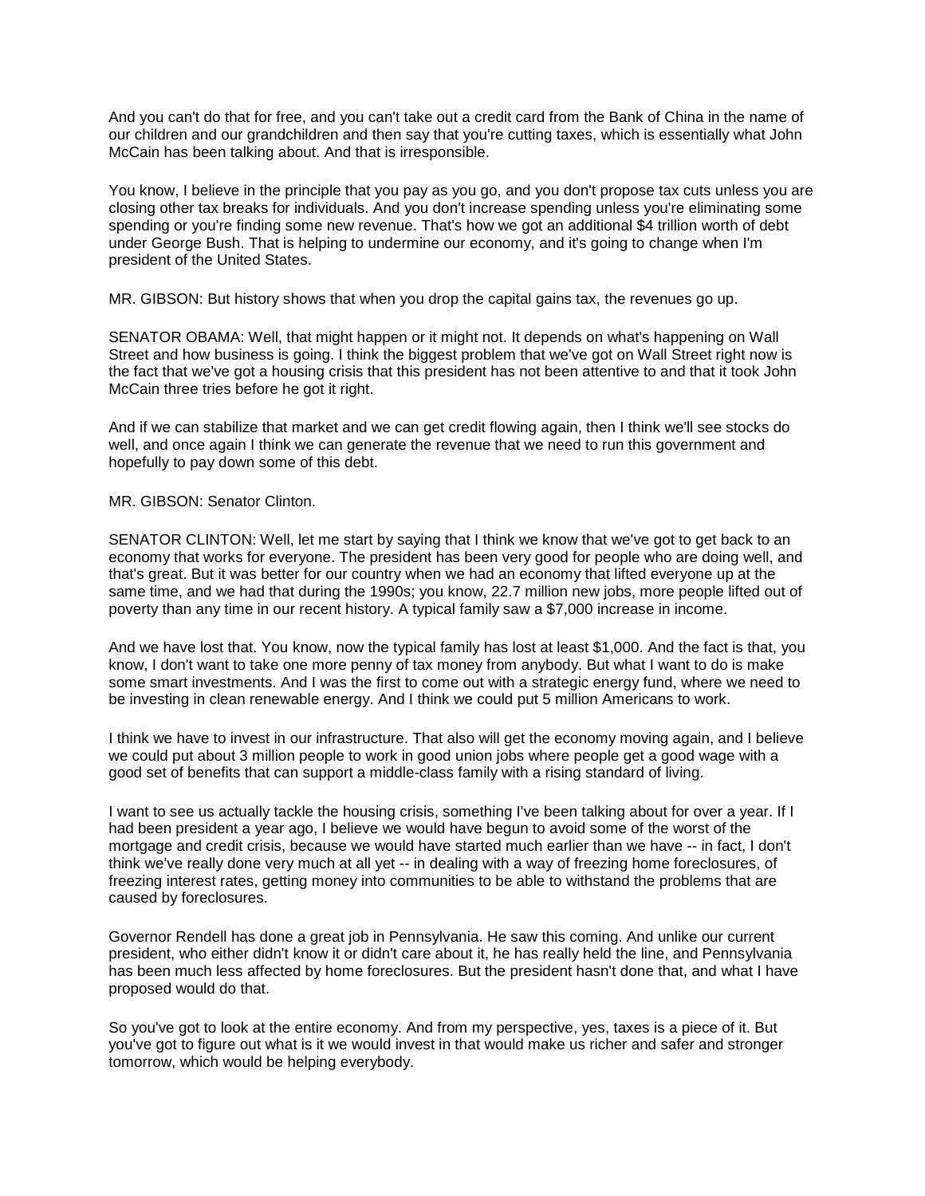And you can't do that for free, and you can't take out a credit card from the Bank of China in the name of our children and our grandchildren and then say that you're cutting taxes, which is essentially what John McCain has been talking about. And that is irresponsible.

You know, I believe in the principle that you pay as you go, and you don't propose tax cuts unless you are closing other tax breaks for individuals. And you don't increase spending unless you're eliminating some spending or you're finding some new revenue. That's how we got an additional $4 trillion worth of debt under George Bush. That is helping to undermine our economy, and it's going to change when I'm president of the United States.

MR. GIBSON: But history shows that when you drop the capital gains tax, the revenues go up.

SENATOR OBAMA: Well, that might happen or it might not. It depends on what's happening on Wall Street and how business is going. I think the biggest problem that we've got on Wall Street right now is the fact that we've got a housing crisis that this president has not been attentive to and that it took John McCain three tries before he got it right.

And if we can stabilize that market and we can get credit flowing again, then I think we'll see stocks do well, and once again I think we can generate the revenue that we need to run this government and hopefully to pay down some of this debt.

MR. GIBSON: Senator Clinton.

SENATOR CLINTON: Well, let me start by saying that I think we know that we've got to get back to an economy that works for everyone. The president has been very good for people who are doing well, and that's great. But it was better for our country when we had an economy that lifted everyone up at the same time, and we had that during the 1990s; you know, 22.7 million new jobs, more people lifted out of poverty than any time in our recent history. A typical family saw a $7,000 increase in income.

And we have lost that. You know, now the typical family has lost at least $1,000. And the fact is that, you know, I don't want to take one more penny of tax money from anybody. But what I want to do is make some smart investments. And I was the first to come out with a strategic energy fund, where we need to be investing in clean renewable energy. And I think we could put 5 million Americans to work.

I think we have to invest in our infrastructure. That also will get the economy moving again, and I believe we could put about 3 million people to work in good union jobs where people get a good wage with a good set of benefits that can support a middle-class family with a rising standard of living.

I want to see us actually tackle the housing crisis, something I've been talking about for over a year. If I had been president a year ago, I believe we would have begun to avoid some of the worst of the mortgage and credit crisis, because we would have started much earlier than we have -- in fact, I don't think we've really done very much at all yet -- in dealing with a way of freezing home foreclosures, of freezing interest rates, getting money into communities to be able to withstand the problems that are caused by foreclosures.

Governor Rendell has done a great job in Pennsylvania. He saw this coming. And unlike our current president, who either didn't know it or didn't care about it, he has really held the line, and Pennsylvania has been much less affected by home foreclosures. But the president hasn't done that, and what I have proposed would do that.

So you've got to look at the entire economy. And from my perspective, yes, taxes is a piece of it. But you've got to figure out what is it we would invest in that would make us richer and safer and stronger tomorrow, which would be helping everybody.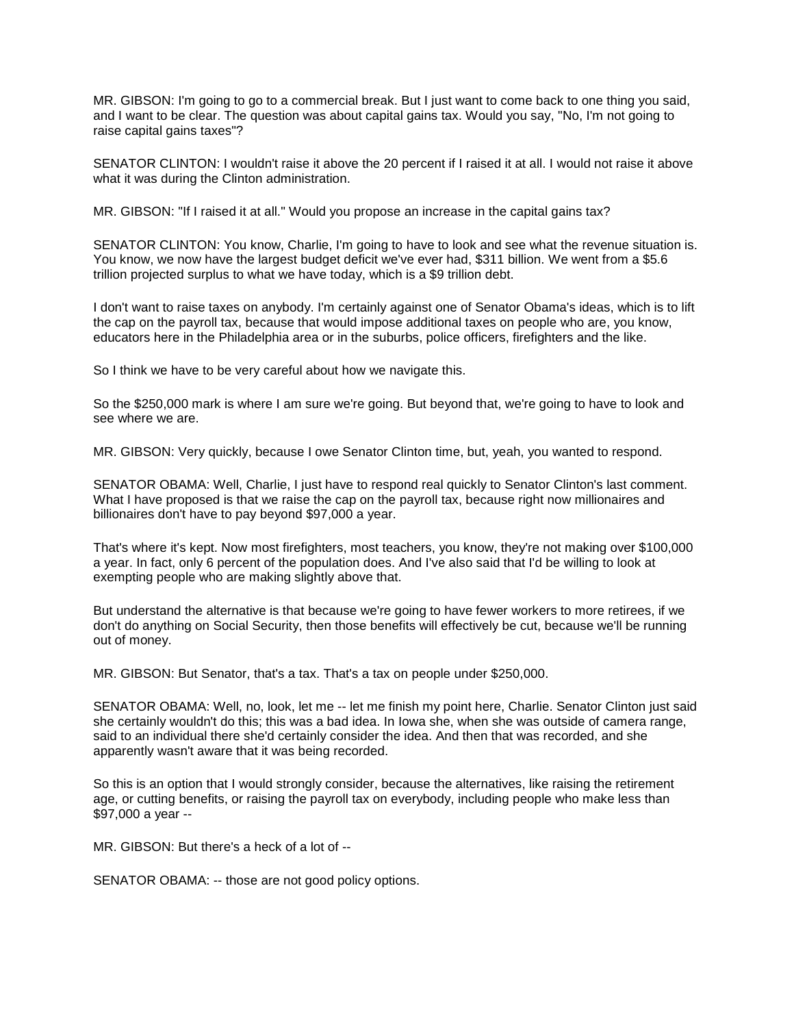MR. GIBSON: I'm going to go to a commercial break. But I just want to come back to one thing you said, and I want to be clear. The question was about capital gains tax. Would you say, "No, I'm not going to raise capital gains taxes"?

SENATOR CLINTON: I wouldn't raise it above the 20 percent if I raised it at all. I would not raise it above what it was during the Clinton administration.

MR. GIBSON: "If I raised it at all." Would you propose an increase in the capital gains tax?

SENATOR CLINTON: You know, Charlie, I'm going to have to look and see what the revenue situation is. You know, we now have the largest budget deficit we've ever had, $311 billion. We went from a $5.6 trillion projected surplus to what we have today, which is a $9 trillion debt.

I don't want to raise taxes on anybody. I'm certainly against one of Senator Obama's ideas, which is to lift the cap on the payroll tax, because that would impose additional taxes on people who are, you know, educators here in the Philadelphia area or in the suburbs, police officers, firefighters and the like.

So I think we have to be very careful about how we navigate this.

So the $250,000 mark is where I am sure we're going. But beyond that, we're going to have to look and see where we are.

MR. GIBSON: Very quickly, because I owe Senator Clinton time, but, yeah, you wanted to respond.

SENATOR OBAMA: Well, Charlie, I just have to respond real quickly to Senator Clinton's last comment. What I have proposed is that we raise the cap on the payroll tax, because right now millionaires and billionaires don't have to pay beyond $97,000 a year.

That's where it's kept. Now most firefighters, most teachers, you know, they're not making over $100,000 a year. In fact, only 6 percent of the population does. And I've also said that I'd be willing to look at exempting people who are making slightly above that.

But understand the alternative is that because we're going to have fewer workers to more retirees, if we don't do anything on Social Security, then those benefits will effectively be cut, because we'll be running out of money.

MR. GIBSON: But Senator, that's a tax. That's a tax on people under $250,000.

SENATOR OBAMA: Well, no, look, let me -- let me finish my point here, Charlie. Senator Clinton just said she certainly wouldn't do this; this was a bad idea. In Iowa she, when she was outside of camera range, said to an individual there she'd certainly consider the idea. And then that was recorded, and she apparently wasn't aware that it was being recorded.

So this is an option that I would strongly consider, because the alternatives, like raising the retirement age, or cutting benefits, or raising the payroll tax on everybody, including people who make less than $97,000 a year --

MR. GIBSON: But there's a heck of a lot of --

SENATOR OBAMA: -- those are not good policy options.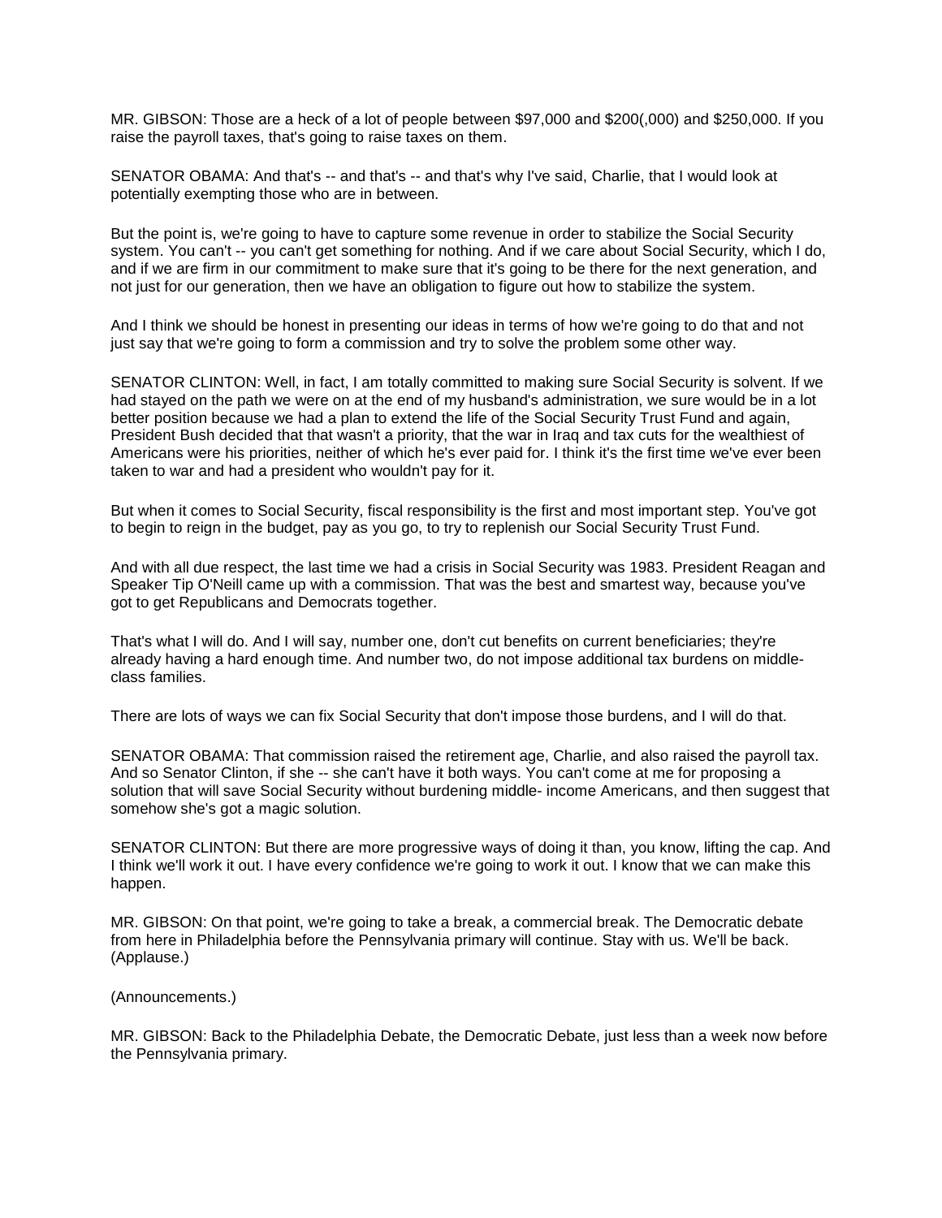MR. GIBSON: Those are a heck of a lot of people between $97,000 and $200(,000) and $250,000. If you raise the payroll taxes, that's going to raise taxes on them.

SENATOR OBAMA: And that's -- and that's -- and that's why I've said, Charlie, that I would look at potentially exempting those who are in between.

But the point is, we're going to have to capture some revenue in order to stabilize the Social Security system. You can't -- you can't get something for nothing. And if we care about Social Security, which I do, and if we are firm in our commitment to make sure that it's going to be there for the next generation, and not just for our generation, then we have an obligation to figure out how to stabilize the system.

And I think we should be honest in presenting our ideas in terms of how we're going to do that and not just say that we're going to form a commission and try to solve the problem some other way.

SENATOR CLINTON: Well, in fact, I am totally committed to making sure Social Security is solvent. If we had stayed on the path we were on at the end of my husband's administration, we sure would be in a lot better position because we had a plan to extend the life of the Social Security Trust Fund and again, President Bush decided that that wasn't a priority, that the war in Iraq and tax cuts for the wealthiest of Americans were his priorities, neither of which he's ever paid for. I think it's the first time we've ever been taken to war and had a president who wouldn't pay for it.

But when it comes to Social Security, fiscal responsibility is the first and most important step. You've got to begin to reign in the budget, pay as you go, to try to replenish our Social Security Trust Fund.

And with all due respect, the last time we had a crisis in Social Security was 1983. President Reagan and Speaker Tip O'Neill came up with a commission. That was the best and smartest way, because you've got to get Republicans and Democrats together.

That's what I will do. And I will say, number one, don't cut benefits on current beneficiaries; they're already having a hard enough time. And number two, do not impose additional tax burdens on middle-class families.

There are lots of ways we can fix Social Security that don't impose those burdens, and I will do that.

SENATOR OBAMA: That commission raised the retirement age, Charlie, and also raised the payroll tax. And so Senator Clinton, if she -- she can't have it both ways. You can't come at me for proposing a solution that will save Social Security without burdening middle- income Americans, and then suggest that somehow she's got a magic solution.

SENATOR CLINTON: But there are more progressive ways of doing it than, you know, lifting the cap. And I think we'll work it out. I have every confidence we're going to work it out. I know that we can make this happen.

MR. GIBSON: On that point, we're going to take a break, a commercial break. The Democratic debate from here in Philadelphia before the Pennsylvania primary will continue. Stay with us. We'll be back. (Applause.)

(Announcements.)

MR. GIBSON: Back to the Philadelphia Debate, the Democratic Debate, just less than a week now before the Pennsylvania primary.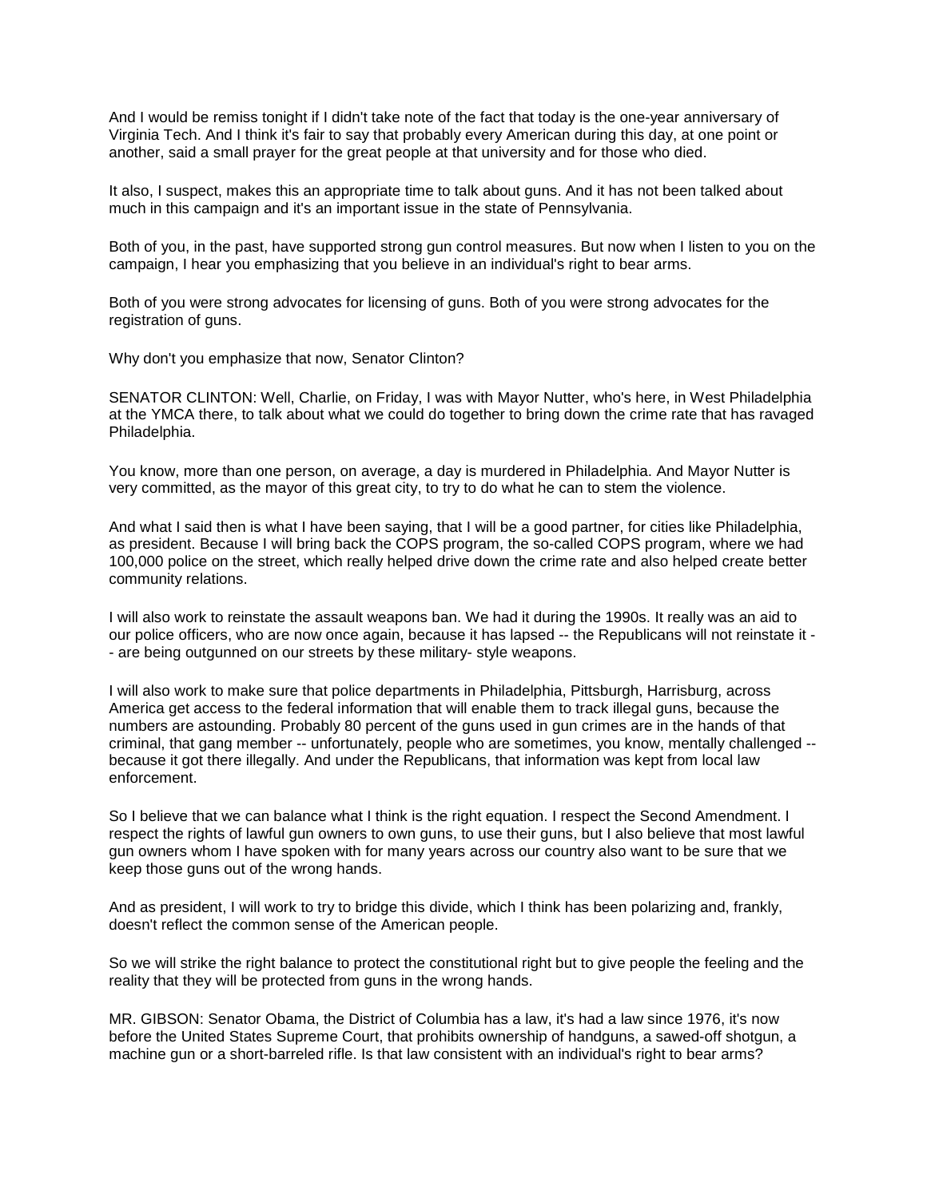And I would be remiss tonight if I didn't take note of the fact that today is the one-year anniversary of Virginia Tech. And I think it's fair to say that probably every American during this day, at one point or another, said a small prayer for the great people at that university and for those who died.

It also, I suspect, makes this an appropriate time to talk about guns. And it has not been talked about much in this campaign and it's an important issue in the state of Pennsylvania.

Both of you, in the past, have supported strong gun control measures. But now when I listen to you on the campaign, I hear you emphasizing that you believe in an individual's right to bear arms.

Both of you were strong advocates for licensing of guns. Both of you were strong advocates for the registration of guns.

Why don't you emphasize that now, Senator Clinton?

SENATOR CLINTON: Well, Charlie, on Friday, I was with Mayor Nutter, who's here, in West Philadelphia at the YMCA there, to talk about what we could do together to bring down the crime rate that has ravaged Philadelphia.

You know, more than one person, on average, a day is murdered in Philadelphia. And Mayor Nutter is very committed, as the mayor of this great city, to try to do what he can to stem the violence.

And what I said then is what I have been saying, that I will be a good partner, for cities like Philadelphia, as president. Because I will bring back the COPS program, the so-called COPS program, where we had 100,000 police on the street, which really helped drive down the crime rate and also helped create better community relations.

I will also work to reinstate the assault weapons ban. We had it during the 1990s. It really was an aid to our police officers, who are now once again, because it has lapsed -- the Republicans will not reinstate it -- are being outgunned on our streets by these military- style weapons.

I will also work to make sure that police departments in Philadelphia, Pittsburgh, Harrisburg, across America get access to the federal information that will enable them to track illegal guns, because the numbers are astounding. Probably 80 percent of the guns used in gun crimes are in the hands of that criminal, that gang member -- unfortunately, people who are sometimes, you know, mentally challenged -- because it got there illegally. And under the Republicans, that information was kept from local law enforcement.

So I believe that we can balance what I think is the right equation. I respect the Second Amendment. I respect the rights of lawful gun owners to own guns, to use their guns, but I also believe that most lawful gun owners whom I have spoken with for many years across our country also want to be sure that we keep those guns out of the wrong hands.

And as president, I will work to try to bridge this divide, which I think has been polarizing and, frankly, doesn't reflect the common sense of the American people.

So we will strike the right balance to protect the constitutional right but to give people the feeling and the reality that they will be protected from guns in the wrong hands.

MR. GIBSON: Senator Obama, the District of Columbia has a law, it's had a law since 1976, it's now before the United States Supreme Court, that prohibits ownership of handguns, a sawed-off shotgun, a machine gun or a short-barreled rifle. Is that law consistent with an individual's right to bear arms?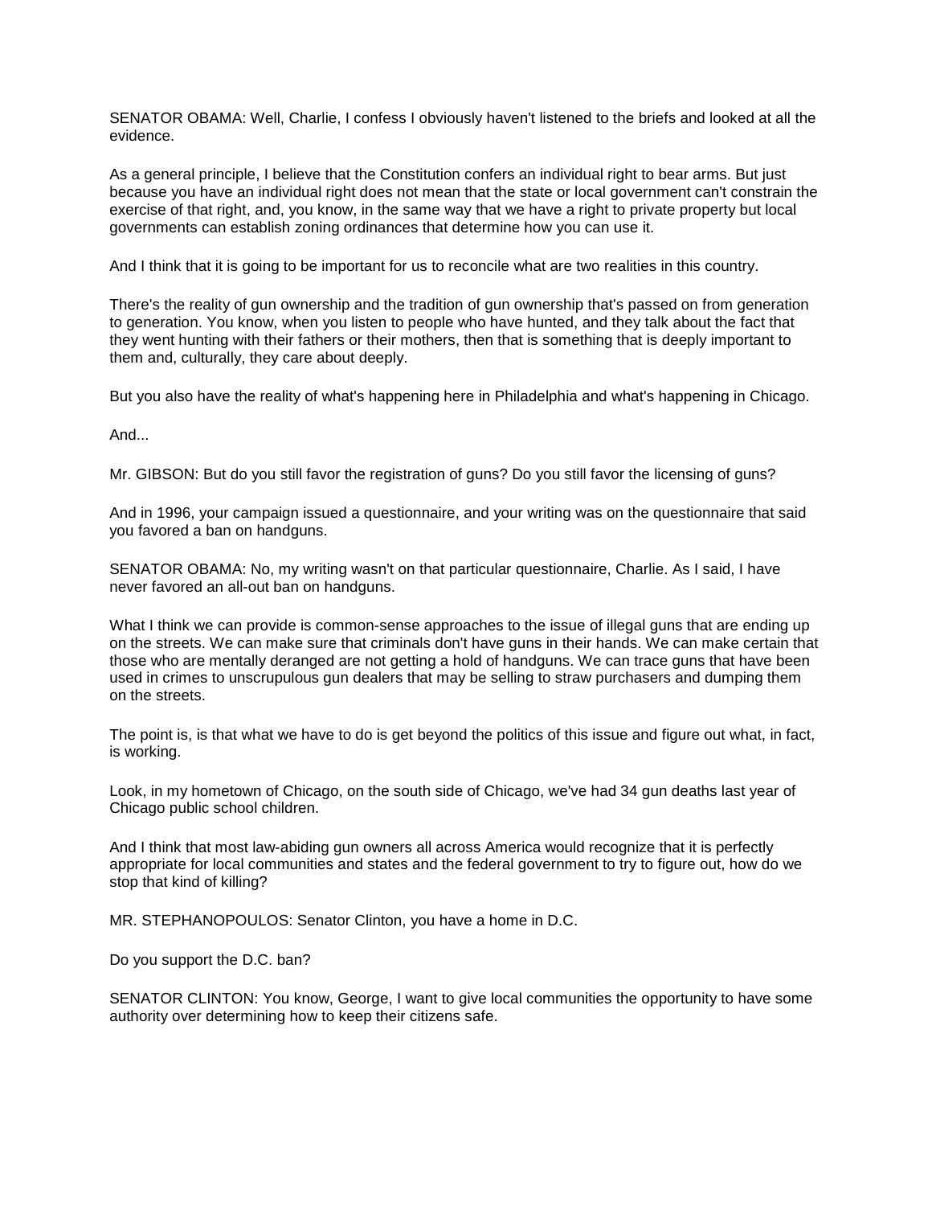SENATOR OBAMA: Well, Charlie, I confess I obviously haven't listened to the briefs and looked at all the evidence.

As a general principle, I believe that the Constitution confers an individual right to bear arms. But just because you have an individual right does not mean that the state or local government can't constrain the exercise of that right, and, you know, in the same way that we have a right to private property but local governments can establish zoning ordinances that determine how you can use it.

And I think that it is going to be important for us to reconcile what are two realities in this country.

There's the reality of gun ownership and the tradition of gun ownership that's passed on from generation to generation. You know, when you listen to people who have hunted, and they talk about the fact that they went hunting with their fathers or their mothers, then that is something that is deeply important to them and, culturally, they care about deeply.

But you also have the reality of what's happening here in Philadelphia and what's happening in Chicago.

And...

Mr. GIBSON: But do you still favor the registration of guns? Do you still favor the licensing of guns?

And in 1996, your campaign issued a questionnaire, and your writing was on the questionnaire that said you favored a ban on handguns.

SENATOR OBAMA: No, my writing wasn't on that particular questionnaire, Charlie. As I said, I have never favored an all-out ban on handguns.

What I think we can provide is common-sense approaches to the issue of illegal guns that are ending up on the streets. We can make sure that criminals don't have guns in their hands. We can make certain that those who are mentally deranged are not getting a hold of handguns. We can trace guns that have been used in crimes to unscrupulous gun dealers that may be selling to straw purchasers and dumping them on the streets.

The point is, is that what we have to do is get beyond the politics of this issue and figure out what, in fact, is working.

Look, in my hometown of Chicago, on the south side of Chicago, we've had 34 gun deaths last year of Chicago public school children.

And I think that most law-abiding gun owners all across America would recognize that it is perfectly appropriate for local communities and states and the federal government to try to figure out, how do we stop that kind of killing?

MR. STEPHANOPOULOS: Senator Clinton, you have a home in D.C.

Do you support the D.C. ban?

SENATOR CLINTON: You know, George, I want to give local communities the opportunity to have some authority over determining how to keep their citizens safe.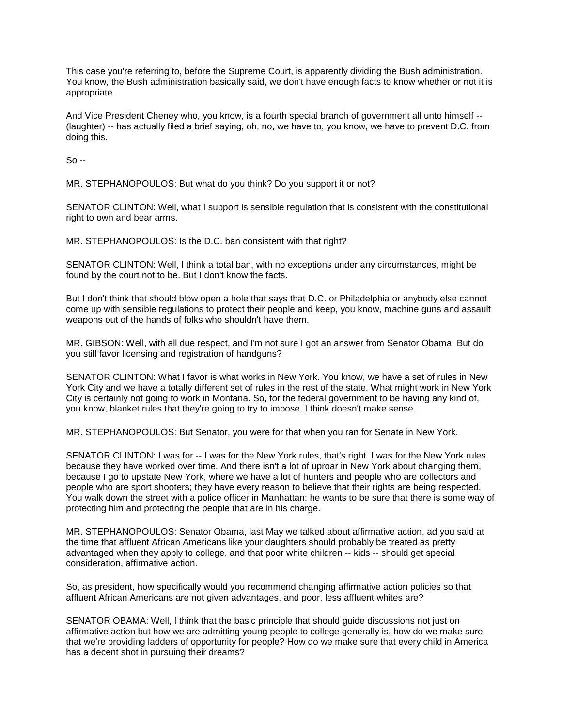This case you're referring to, before the Supreme Court, is apparently dividing the Bush administration. You know, the Bush administration basically said, we don't have enough facts to know whether or not it is appropriate.

And Vice President Cheney who, you know, is a fourth special branch of government all unto himself -- (laughter) -- has actually filed a brief saying, oh, no, we have to, you know, we have to prevent D.C. from doing this.

So --

MR. STEPHANOPOULOS: But what do you think? Do you support it or not?

SENATOR CLINTON: Well, what I support is sensible regulation that is consistent with the constitutional right to own and bear arms.

MR. STEPHANOPOULOS: Is the D.C. ban consistent with that right?

SENATOR CLINTON: Well, I think a total ban, with no exceptions under any circumstances, might be found by the court not to be. But I don't know the facts.

But I don't think that should blow open a hole that says that D.C. or Philadelphia or anybody else cannot come up with sensible regulations to protect their people and keep, you know, machine guns and assault weapons out of the hands of folks who shouldn't have them.

MR. GIBSON: Well, with all due respect, and I'm not sure I got an answer from Senator Obama. But do you still favor licensing and registration of handguns?

SENATOR CLINTON: What I favor is what works in New York. You know, we have a set of rules in New York City and we have a totally different set of rules in the rest of the state. What might work in New York City is certainly not going to work in Montana. So, for the federal government to be having any kind of, you know, blanket rules that they're going to try to impose, I think doesn't make sense.

MR. STEPHANOPOULOS: But Senator, you were for that when you ran for Senate in New York.

SENATOR CLINTON: I was for -- I was for the New York rules, that's right. I was for the New York rules because they have worked over time. And there isn't a lot of uproar in New York about changing them, because I go to upstate New York, where we have a lot of hunters and people who are collectors and people who are sport shooters; they have every reason to believe that their rights are being respected. You walk down the street with a police officer in Manhattan; he wants to be sure that there is some way of protecting him and protecting the people that are in his charge.

MR. STEPHANOPOULOS: Senator Obama, last May we talked about affirmative action, ad you said at the time that affluent African Americans like your daughters should probably be treated as pretty advantaged when they apply to college, and that poor white children -- kids -- should get special consideration, affirmative action.

So, as president, how specifically would you recommend changing affirmative action policies so that affluent African Americans are not given advantages, and poor, less affluent whites are?

SENATOR OBAMA: Well, I think that the basic principle that should guide discussions not just on affirmative action but how we are admitting young people to college generally is, how do we make sure that we're providing ladders of opportunity for people? How do we make sure that every child in America has a decent shot in pursuing their dreams?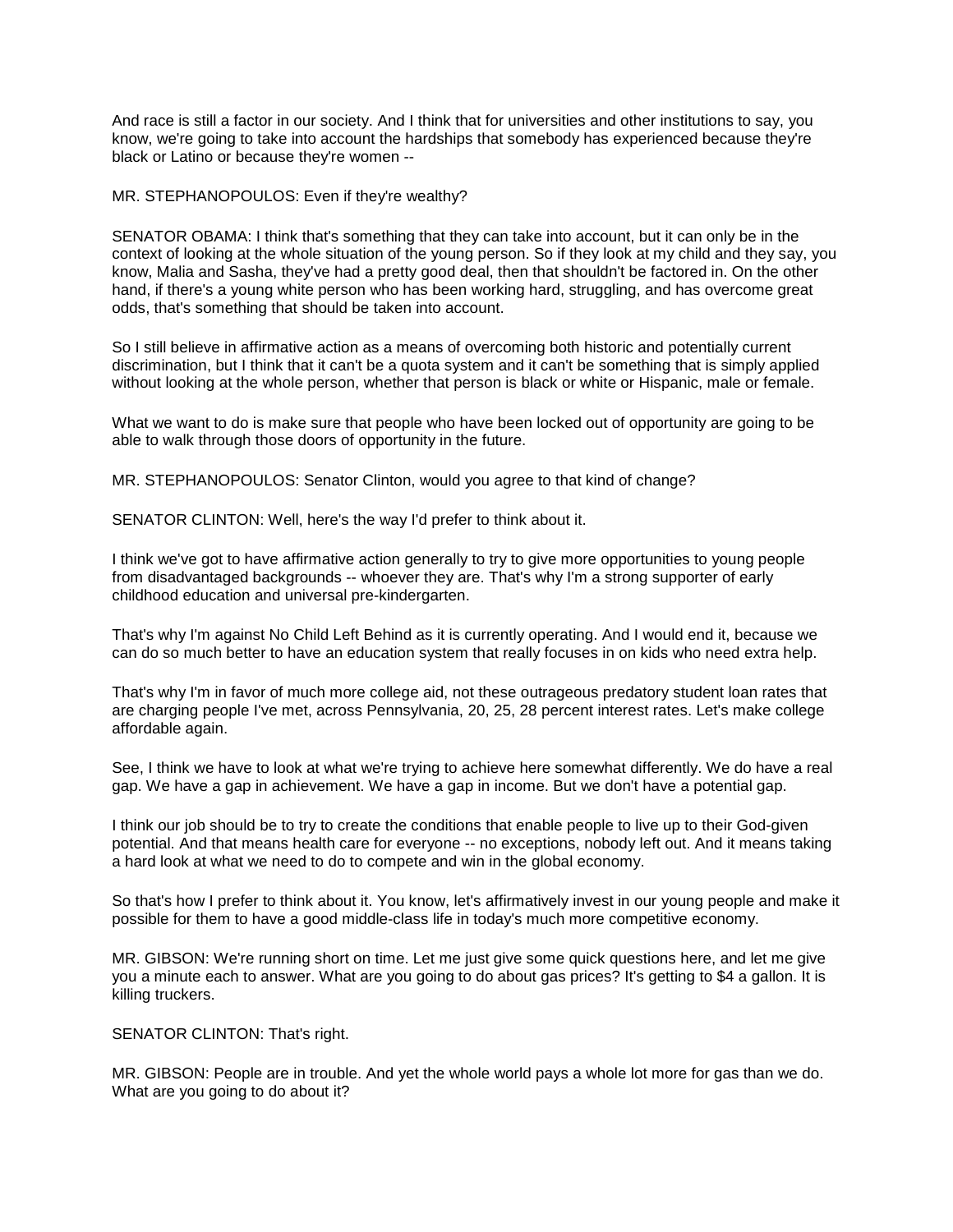And race is still a factor in our society. And I think that for universities and other institutions to say, you know, we're going to take into account the hardships that somebody has experienced because they're black or Latino or because they're women --

MR. STEPHANOPOULOS: Even if they're wealthy?

SENATOR OBAMA: I think that's something that they can take into account, but it can only be in the context of looking at the whole situation of the young person. So if they look at my child and they say, you know, Malia and Sasha, they've had a pretty good deal, then that shouldn't be factored in. On the other hand, if there's a young white person who has been working hard, struggling, and has overcome great odds, that's something that should be taken into account.

So I still believe in affirmative action as a means of overcoming both historic and potentially current discrimination, but I think that it can't be a quota system and it can't be something that is simply applied without looking at the whole person, whether that person is black or white or Hispanic, male or female.

What we want to do is make sure that people who have been locked out of opportunity are going to be able to walk through those doors of opportunity in the future.

MR. STEPHANOPOULOS: Senator Clinton, would you agree to that kind of change?

SENATOR CLINTON: Well, here's the way I'd prefer to think about it.

I think we've got to have affirmative action generally to try to give more opportunities to young people from disadvantaged backgrounds -- whoever they are. That's why I'm a strong supporter of early childhood education and universal pre-kindergarten.

That's why I'm against No Child Left Behind as it is currently operating. And I would end it, because we can do so much better to have an education system that really focuses in on kids who need extra help.

That's why I'm in favor of much more college aid, not these outrageous predatory student loan rates that are charging people I've met, across Pennsylvania, 20, 25, 28 percent interest rates. Let's make college affordable again.

See, I think we have to look at what we're trying to achieve here somewhat differently. We do have a real gap. We have a gap in achievement. We have a gap in income. But we don't have a potential gap.

I think our job should be to try to create the conditions that enable people to live up to their God-given potential. And that means health care for everyone -- no exceptions, nobody left out. And it means taking a hard look at what we need to do to compete and win in the global economy.

So that's how I prefer to think about it. You know, let's affirmatively invest in our young people and make it possible for them to have a good middle-class life in today's much more competitive economy.

MR. GIBSON: We're running short on time. Let me just give some quick questions here, and let me give you a minute each to answer. What are you going to do about gas prices? It's getting to $4 a gallon. It is killing truckers.

SENATOR CLINTON: That's right.

MR. GIBSON: People are in trouble. And yet the whole world pays a whole lot more for gas than we do. What are you going to do about it?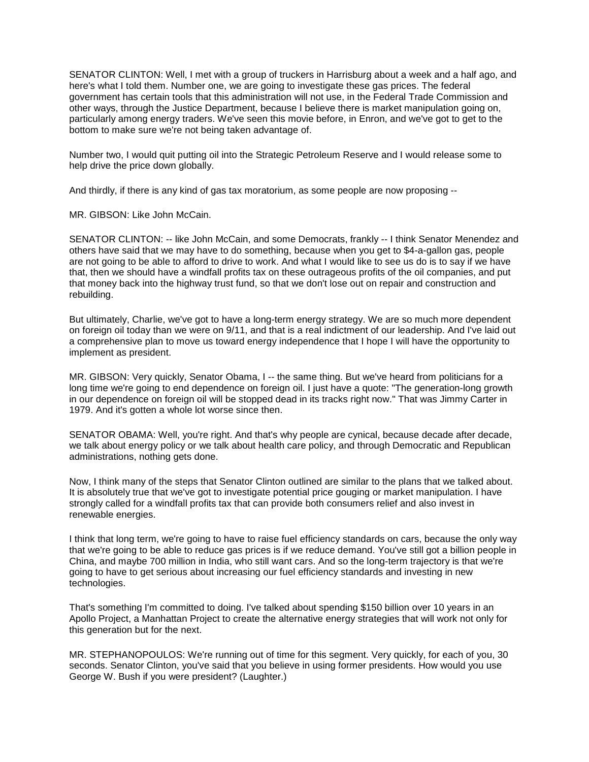SENATOR CLINTON: Well, I met with a group of truckers in Harrisburg about a week and a half ago, and here's what I told them. Number one, we are going to investigate these gas prices. The federal government has certain tools that this administration will not use, in the Federal Trade Commission and other ways, through the Justice Department, because I believe there is market manipulation going on, particularly among energy traders. We've seen this movie before, in Enron, and we've got to get to the bottom to make sure we're not being taken advantage of.

Number two, I would quit putting oil into the Strategic Petroleum Reserve and I would release some to help drive the price down globally.

And thirdly, if there is any kind of gas tax moratorium, as some people are now proposing --

MR. GIBSON: Like John McCain.

SENATOR CLINTON: -- like John McCain, and some Democrats, frankly -- I think Senator Menendez and others have said that we may have to do something, because when you get to $4-a-gallon gas, people are not going to be able to afford to drive to work. And what I would like to see us do is to say if we have that, then we should have a windfall profits tax on these outrageous profits of the oil companies, and put that money back into the highway trust fund, so that we don't lose out on repair and construction and rebuilding.

But ultimately, Charlie, we've got to have a long-term energy strategy. We are so much more dependent on foreign oil today than we were on 9/11, and that is a real indictment of our leadership. And I've laid out a comprehensive plan to move us toward energy independence that I hope I will have the opportunity to implement as president.

MR. GIBSON: Very quickly, Senator Obama, I -- the same thing. But we've heard from politicians for a long time we're going to end dependence on foreign oil. I just have a quote: "The generation-long growth in our dependence on foreign oil will be stopped dead in its tracks right now." That was Jimmy Carter in 1979. And it's gotten a whole lot worse since then.

SENATOR OBAMA: Well, you're right. And that's why people are cynical, because decade after decade, we talk about energy policy or we talk about health care policy, and through Democratic and Republican administrations, nothing gets done.

Now, I think many of the steps that Senator Clinton outlined are similar to the plans that we talked about. It is absolutely true that we've got to investigate potential price gouging or market manipulation. I have strongly called for a windfall profits tax that can provide both consumers relief and also invest in renewable energies.

I think that long term, we're going to have to raise fuel efficiency standards on cars, because the only way that we're going to be able to reduce gas prices is if we reduce demand. You've still got a billion people in China, and maybe 700 million in India, who still want cars. And so the long-term trajectory is that we're going to have to get serious about increasing our fuel efficiency standards and investing in new technologies.

That's something I'm committed to doing. I've talked about spending $150 billion over 10 years in an Apollo Project, a Manhattan Project to create the alternative energy strategies that will work not only for this generation but for the next.

MR. STEPHANOPOULOS: We're running out of time for this segment. Very quickly, for each of you, 30 seconds. Senator Clinton, you've said that you believe in using former presidents. How would you use George W. Bush if you were president? (Laughter.)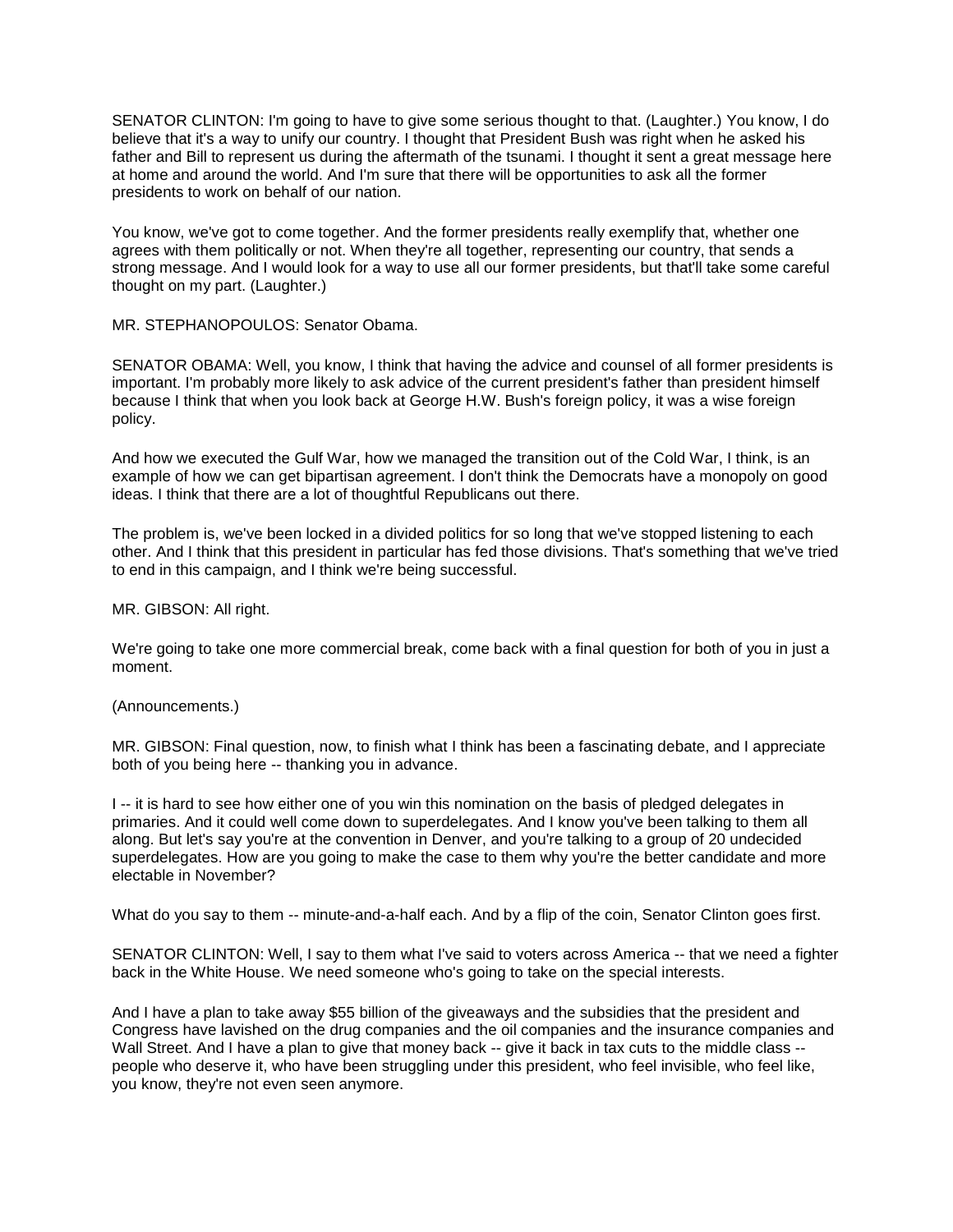SENATOR CLINTON: I'm going to have to give some serious thought to that. (Laughter.) You know, I do believe that it's a way to unify our country. I thought that President Bush was right when he asked his father and Bill to represent us during the aftermath of the tsunami. I thought it sent a great message here at home and around the world. And I'm sure that there will be opportunities to ask all the former presidents to work on behalf of our nation.

You know, we've got to come together. And the former presidents really exemplify that, whether one agrees with them politically or not. When they're all together, representing our country, that sends a strong message. And I would look for a way to use all our former presidents, but that'll take some careful thought on my part. (Laughter.)

MR. STEPHANOPOULOS: Senator Obama.

SENATOR OBAMA: Well, you know, I think that having the advice and counsel of all former presidents is important. I'm probably more likely to ask advice of the current president's father than president himself because I think that when you look back at George H.W. Bush's foreign policy, it was a wise foreign policy.

And how we executed the Gulf War, how we managed the transition out of the Cold War, I think, is an example of how we can get bipartisan agreement. I don't think the Democrats have a monopoly on good ideas. I think that there are a lot of thoughtful Republicans out there.

The problem is, we've been locked in a divided politics for so long that we've stopped listening to each other. And I think that this president in particular has fed those divisions. That's something that we've tried to end in this campaign, and I think we're being successful.

MR. GIBSON: All right.

We're going to take one more commercial break, come back with a final question for both of you in just a moment.

(Announcements.)

MR. GIBSON: Final question, now, to finish what I think has been a fascinating debate, and I appreciate both of you being here -- thanking you in advance.

I -- it is hard to see how either one of you win this nomination on the basis of pledged delegates in primaries. And it could well come down to superdelegates. And I know you've been talking to them all along. But let's say you're at the convention in Denver, and you're talking to a group of 20 undecided superdelegates. How are you going to make the case to them why you're the better candidate and more electable in November?

What do you say to them -- minute-and-a-half each. And by a flip of the coin, Senator Clinton goes first.

SENATOR CLINTON: Well, I say to them what I've said to voters across America -- that we need a fighter back in the White House. We need someone who's going to take on the special interests.

And I have a plan to take away $55 billion of the giveaways and the subsidies that the president and Congress have lavished on the drug companies and the oil companies and the insurance companies and Wall Street. And I have a plan to give that money back -- give it back in tax cuts to the middle class -- people who deserve it, who have been struggling under this president, who feel invisible, who feel like, you know, they're not even seen anymore.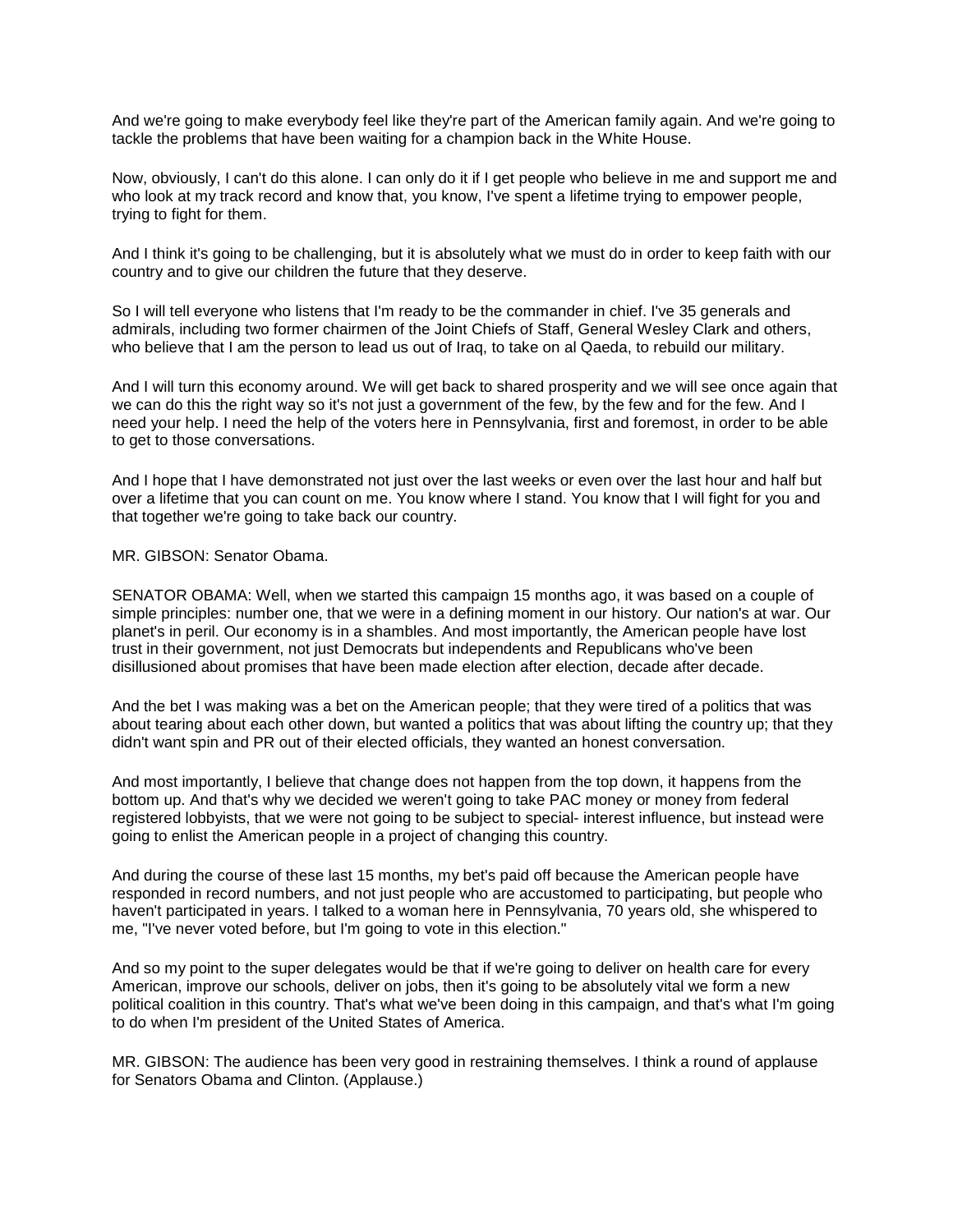And we're going to make everybody feel like they're part of the American family again. And we're going to tackle the problems that have been waiting for a champion back in the White House.

Now, obviously, I can't do this alone. I can only do it if I get people who believe in me and support me and who look at my track record and know that, you know, I've spent a lifetime trying to empower people, trying to fight for them.

And I think it's going to be challenging, but it is absolutely what we must do in order to keep faith with our country and to give our children the future that they deserve.

So I will tell everyone who listens that I'm ready to be the commander in chief. I've 35 generals and admirals, including two former chairmen of the Joint Chiefs of Staff, General Wesley Clark and others, who believe that I am the person to lead us out of Iraq, to take on al Qaeda, to rebuild our military.

And I will turn this economy around. We will get back to shared prosperity and we will see once again that we can do this the right way so it's not just a government of the few, by the few and for the few. And I need your help. I need the help of the voters here in Pennsylvania, first and foremost, in order to be able to get to those conversations.

And I hope that I have demonstrated not just over the last weeks or even over the last hour and half but over a lifetime that you can count on me. You know where I stand. You know that I will fight for you and that together we're going to take back our country.

MR. GIBSON: Senator Obama.

SENATOR OBAMA: Well, when we started this campaign 15 months ago, it was based on a couple of simple principles: number one, that we were in a defining moment in our history. Our nation's at war. Our planet's in peril. Our economy is in a shambles. And most importantly, the American people have lost trust in their government, not just Democrats but independents and Republicans who've been disillusioned about promises that have been made election after election, decade after decade.

And the bet I was making was a bet on the American people; that they were tired of a politics that was about tearing about each other down, but wanted a politics that was about lifting the country up; that they didn't want spin and PR out of their elected officials, they wanted an honest conversation.

And most importantly, I believe that change does not happen from the top down, it happens from the bottom up. And that's why we decided we weren't going to take PAC money or money from federal registered lobbyists, that we were not going to be subject to special- interest influence, but instead were going to enlist the American people in a project of changing this country.

And during the course of these last 15 months, my bet's paid off because the American people have responded in record numbers, and not just people who are accustomed to participating, but people who haven't participated in years. I talked to a woman here in Pennsylvania, 70 years old, she whispered to me, "I've never voted before, but I'm going to vote in this election."

And so my point to the super delegates would be that if we're going to deliver on health care for every American, improve our schools, deliver on jobs, then it's going to be absolutely vital we form a new political coalition in this country. That's what we've been doing in this campaign, and that's what I'm going to do when I'm president of the United States of America.

MR. GIBSON: The audience has been very good in restraining themselves. I think a round of applause for Senators Obama and Clinton. (Applause.)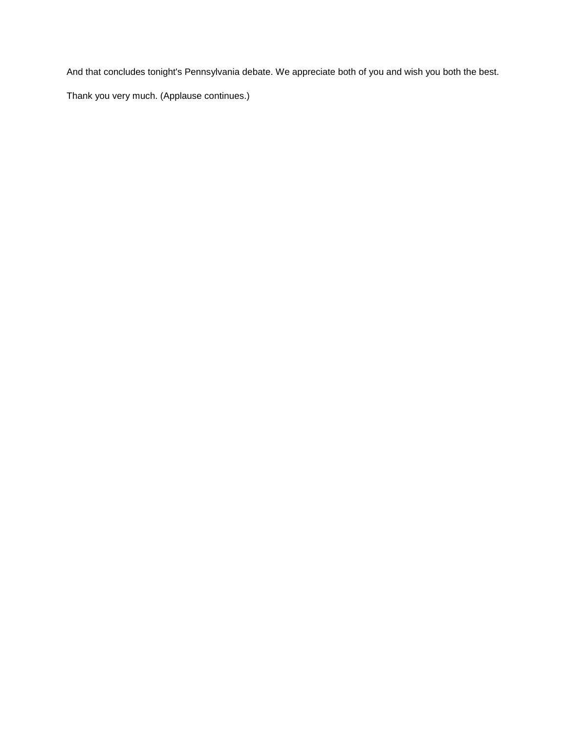And that concludes tonight's Pennsylvania debate. We appreciate both of you and wish you both the best.

Thank you very much. (Applause continues.)